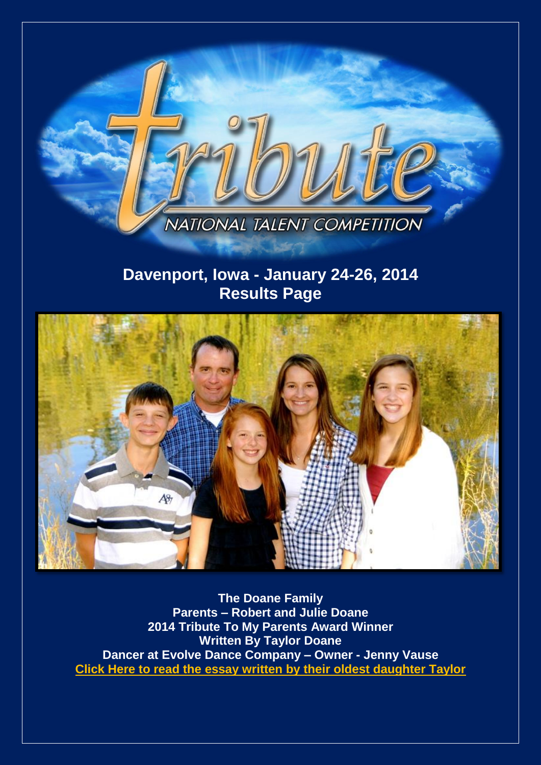# tribute

NATIONAL TALENT COMPETITION

## Davenport, Iowa - January 24-26, 2014
## Results Page

**The Doane Family**
**Parents – Robert and Julie Doane**
**2014 Tribute To My Parents Award Winner**
**Written By Taylor Doane**
**Dancer at Evolve Dance Company – Owner - Jenny Vause**
**Click Here to read the essay written by their oldest daughter Taylor**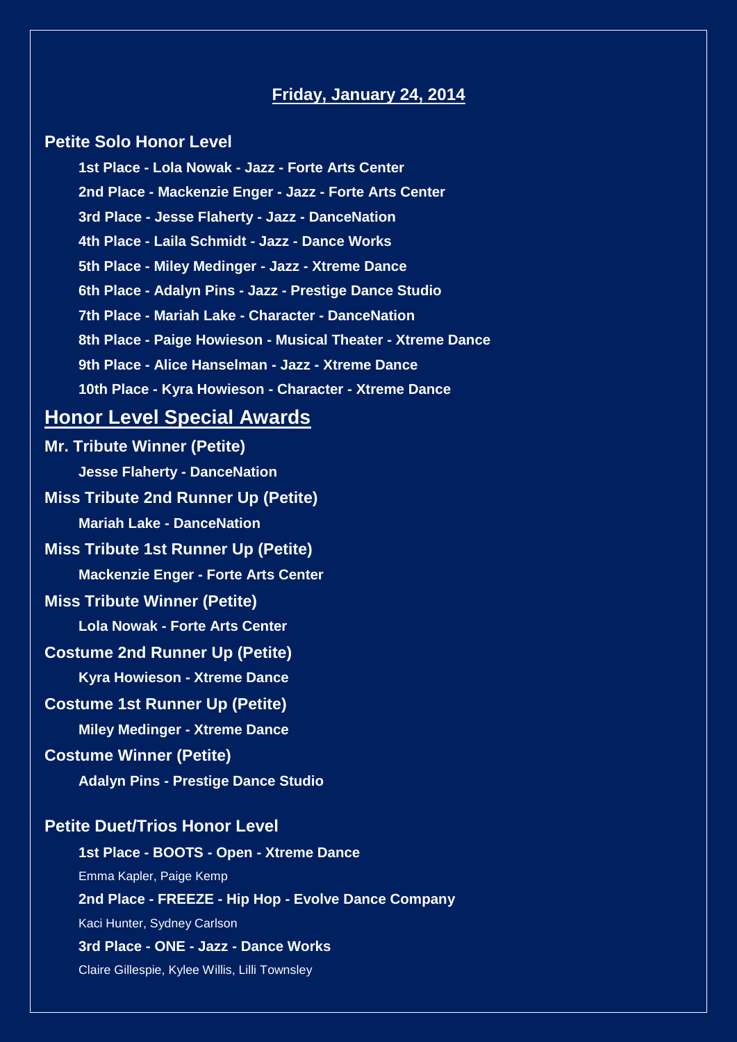## Friday, January 24, 2014

### Petite Solo Honor Level

**1st Place - Lola Nowak - Jazz - Forte Arts Center**

**2nd Place - Mackenzie Enger - Jazz - Forte Arts Center**

**3rd Place - Jesse Flaherty - Jazz - DanceNation**

**4th Place - Laila Schmidt - Jazz - Dance Works**

**5th Place - Miley Medinger - Jazz - Xtreme Dance**

**6th Place - Adalyn Pins - Jazz - Prestige Dance Studio**

**7th Place - Mariah Lake - Character - DanceNation**

**8th Place - Paige Howieson - Musical Theater - Xtreme Dance**

**9th Place - Alice Hanselman - Jazz - Xtreme Dance**

**10th Place - Kyra Howieson - Character - Xtreme Dance**

## Honor Level Special Awards

### Mr. Tribute Winner (Petite)

**Jesse Flaherty - DanceNation**

### Miss Tribute 2nd Runner Up (Petite)

**Mariah Lake - DanceNation**

### Miss Tribute 1st Runner Up (Petite)

**Mackenzie Enger - Forte Arts Center**

### Miss Tribute Winner (Petite)

**Lola Nowak - Forte Arts Center**

### Costume 2nd Runner Up (Petite)

**Kyra Howieson - Xtreme Dance**

### Costume 1st Runner Up (Petite)

**Miley Medinger - Xtreme Dance**

### Costume Winner (Petite)

**Adalyn Pins - Prestige Dance Studio**

### Petite Duet/Trios Honor Level

**1st Place - BOOTS - Open - Xtreme Dance**

Emma Kapler, Paige Kemp

**2nd Place - FREEZE - Hip Hop - Evolve Dance Company**

Kaci Hunter, Sydney Carlson

**3rd Place - ONE - Jazz - Dance Works**

Claire Gillespie, Kylee Willis, Lilli Townsley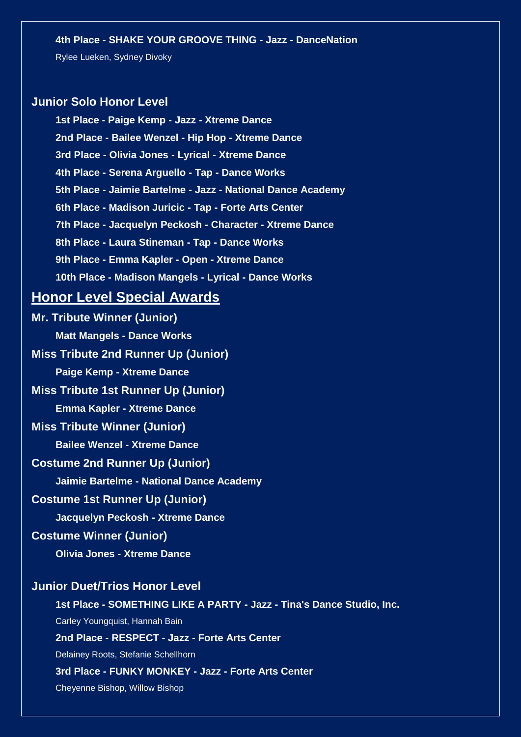**4th Place - SHAKE YOUR GROOVE THING - Jazz - DanceNation**

Rylee Lueken, Sydney Divoky

### Junior Solo Honor Level

**1st Place - Paige Kemp - Jazz - Xtreme Dance**

**2nd Place - Bailee Wenzel - Hip Hop - Xtreme Dance**

**3rd Place - Olivia Jones - Lyrical - Xtreme Dance**

**4th Place - Serena Arguello - Tap - Dance Works**

**5th Place - Jaimie Bartelme - Jazz - National Dance Academy**

**6th Place - Madison Juricic - Tap - Forte Arts Center**

**7th Place - Jacquelyn Peckosh - Character - Xtreme Dance**

**8th Place - Laura Stineman - Tap - Dance Works**

**9th Place - Emma Kapler - Open - Xtreme Dance**

**10th Place - Madison Mangels - Lyrical - Dance Works**

## Honor Level Special Awards

### Mr. Tribute Winner (Junior)

**Matt Mangels - Dance Works**

### Miss Tribute 2nd Runner Up (Junior)

**Paige Kemp - Xtreme Dance**

### Miss Tribute 1st Runner Up (Junior)

**Emma Kapler - Xtreme Dance**

### Miss Tribute Winner (Junior)

**Bailee Wenzel - Xtreme Dance**

### Costume 2nd Runner Up (Junior)

**Jaimie Bartelme - National Dance Academy**

### Costume 1st Runner Up (Junior)

**Jacquelyn Peckosh - Xtreme Dance**

### Costume Winner (Junior)

**Olivia Jones - Xtreme Dance**

### Junior Duet/Trios Honor Level

**1st Place - SOMETHING LIKE A PARTY - Jazz - Tina's Dance Studio, Inc.**

Carley Youngquist, Hannah Bain

**2nd Place - RESPECT - Jazz - Forte Arts Center**

Delainey Roots, Stefanie Schellhorn

**3rd Place - FUNKY MONKEY - Jazz - Forte Arts Center**

Cheyenne Bishop, Willow Bishop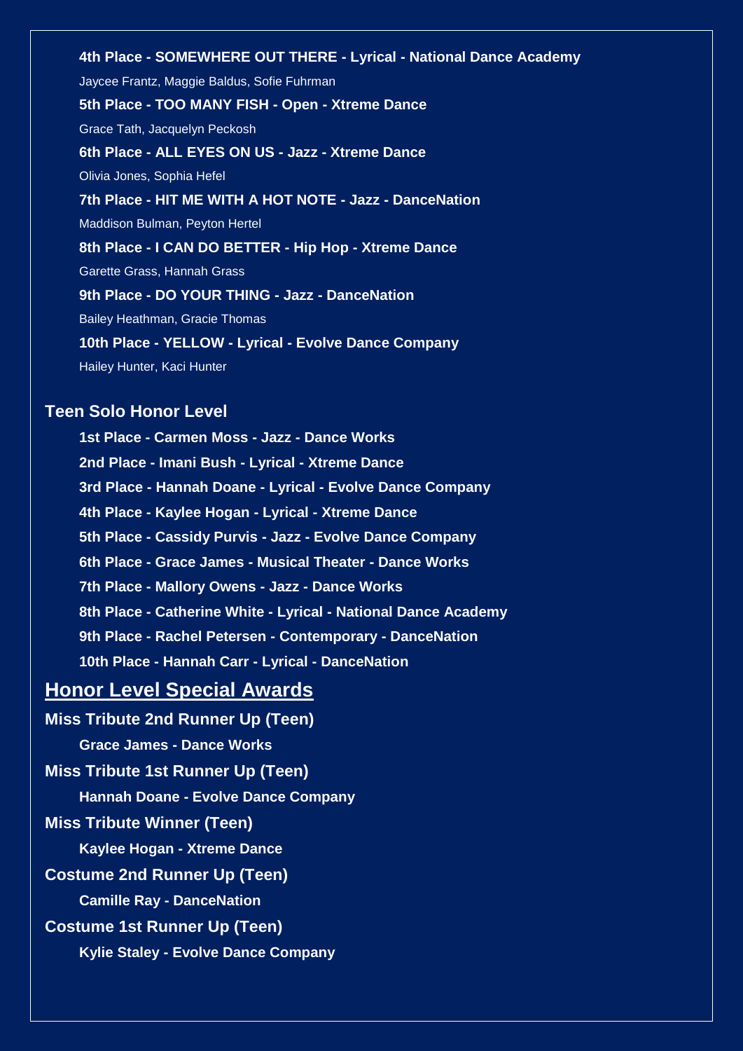**4th Place - SOMEWHERE OUT THERE - Lyrical - National Dance Academy**

Jaycee Frantz, Maggie Baldus, Sofie Fuhrman

**5th Place - TOO MANY FISH - Open - Xtreme Dance**

Grace Tath, Jacquelyn Peckosh

**6th Place - ALL EYES ON US - Jazz - Xtreme Dance**

Olivia Jones, Sophia Hefel

**7th Place - HIT ME WITH A HOT NOTE - Jazz - DanceNation**

Maddison Bulman, Peyton Hertel

**8th Place - I CAN DO BETTER - Hip Hop - Xtreme Dance**

Garette Grass, Hannah Grass

**9th Place - DO YOUR THING - Jazz - DanceNation**

Bailey Heathman, Gracie Thomas

**10th Place - YELLOW - Lyrical - Evolve Dance Company**

Hailey Hunter, Kaci Hunter

### Teen Solo Honor Level

**1st Place - Carmen Moss - Jazz - Dance Works**

**2nd Place - Imani Bush - Lyrical - Xtreme Dance**

**3rd Place - Hannah Doane - Lyrical - Evolve Dance Company**

**4th Place - Kaylee Hogan - Lyrical - Xtreme Dance**

**5th Place - Cassidy Purvis - Jazz - Evolve Dance Company**

**6th Place - Grace James - Musical Theater - Dance Works**

**7th Place - Mallory Owens - Jazz - Dance Works**

**8th Place - Catherine White - Lyrical - National Dance Academy**

**9th Place - Rachel Petersen - Contemporary - DanceNation**

**10th Place - Hannah Carr - Lyrical - DanceNation**

## Honor Level Special Awards

**Miss Tribute 2nd Runner Up (Teen)**

**Grace James - Dance Works**

**Miss Tribute 1st Runner Up (Teen)**

**Hannah Doane - Evolve Dance Company**

**Miss Tribute Winner (Teen)**

**Kaylee Hogan - Xtreme Dance**

**Costume 2nd Runner Up (Teen)**

**Camille Ray - DanceNation**

**Costume 1st Runner Up (Teen)**

**Kylie Staley - Evolve Dance Company**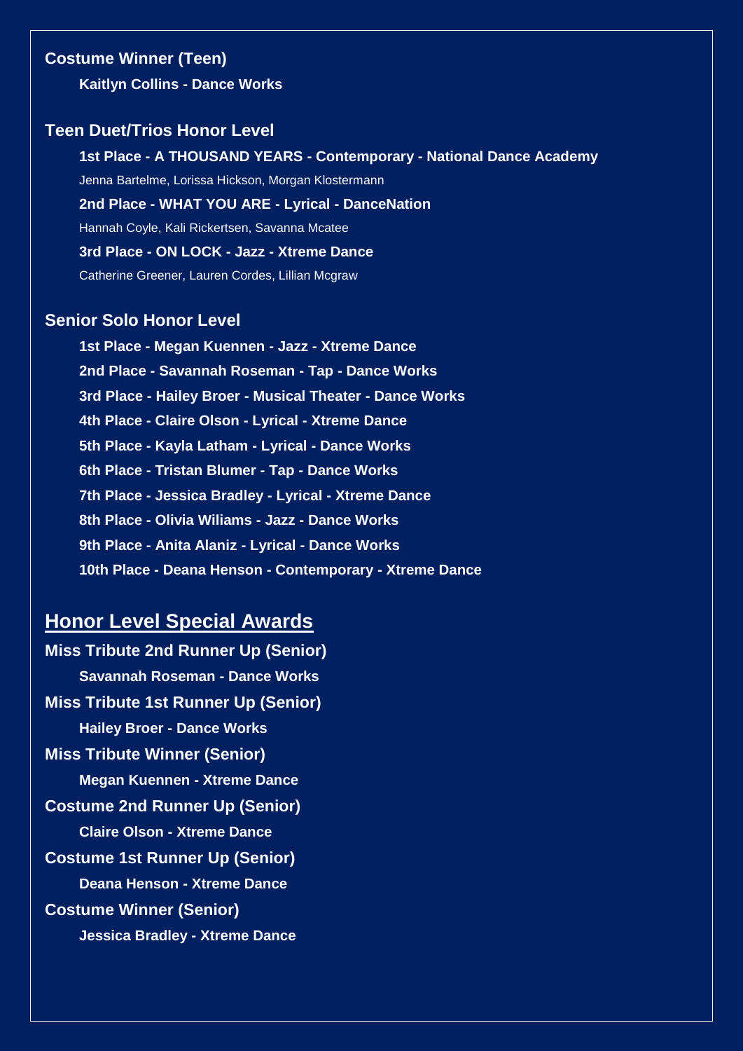### Costume Winner (Teen)

**Kaitlyn Collins - Dance Works**

### Teen Duet/Trios Honor Level

**1st Place - A THOUSAND YEARS - Contemporary - National Dance Academy**

Jenna Bartelme, Lorissa Hickson, Morgan Klostermann

**2nd Place - WHAT YOU ARE - Lyrical - DanceNation**

Hannah Coyle, Kali Rickertsen, Savanna Mcatee

**3rd Place - ON LOCK - Jazz - Xtreme Dance**

Catherine Greener, Lauren Cordes, Lillian Mcgraw

### Senior Solo Honor Level

**1st Place - Megan Kuennen - Jazz - Xtreme Dance**

**2nd Place - Savannah Roseman - Tap - Dance Works**

**3rd Place - Hailey Broer - Musical Theater - Dance Works**

**4th Place - Claire Olson - Lyrical - Xtreme Dance**

**5th Place - Kayla Latham - Lyrical - Dance Works**

**6th Place - Tristan Blumer - Tap - Dance Works**

**7th Place - Jessica Bradley - Lyrical - Xtreme Dance**

**8th Place - Olivia Wiliams - Jazz - Dance Works**

**9th Place - Anita Alaniz - Lyrical - Dance Works**

**10th Place - Deana Henson - Contemporary - Xtreme Dance**

## Honor Level Special Awards

### Miss Tribute 2nd Runner Up (Senior)

**Savannah Roseman - Dance Works**

### Miss Tribute 1st Runner Up (Senior)

**Hailey Broer - Dance Works**

### Miss Tribute Winner (Senior)

**Megan Kuennen - Xtreme Dance**

### Costume 2nd Runner Up (Senior)

**Claire Olson - Xtreme Dance**

### Costume 1st Runner Up (Senior)

**Deana Henson - Xtreme Dance**

### Costume Winner (Senior)

**Jessica Bradley - Xtreme Dance**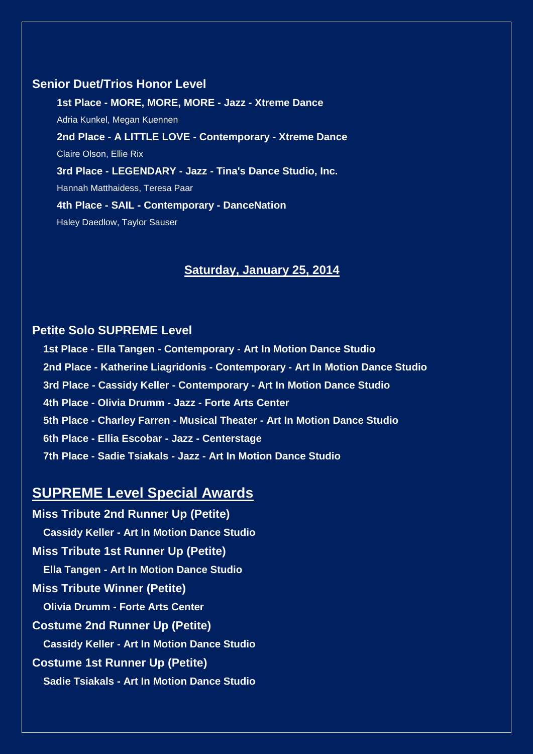### Senior Duet/Trios Honor Level

**1st Place - MORE, MORE, MORE - Jazz - Xtreme Dance**

Adria Kunkel, Megan Kuennen

**2nd Place - A LITTLE LOVE - Contemporary - Xtreme Dance**

Claire Olson, Ellie Rix

**3rd Place - LEGENDARY - Jazz - Tina's Dance Studio, Inc.**

Hannah Matthaidess, Teresa Paar

**4th Place - SAIL - Contemporary - DanceNation**

Haley Daedlow, Taylor Sauser

## Saturday, January 25, 2014

### Petite Solo SUPREME Level

**1st Place - Ella Tangen - Contemporary - Art In Motion Dance Studio**

**2nd Place - Katherine Liagridonis - Contemporary - Art In Motion Dance Studio**

**3rd Place - Cassidy Keller - Contemporary - Art In Motion Dance Studio**

**4th Place - Olivia Drumm - Jazz - Forte Arts Center**

**5th Place - Charley Farren - Musical Theater - Art In Motion Dance Studio**

**6th Place - Ellia Escobar - Jazz - Centerstage**

**7th Place - Sadie Tsiakals - Jazz - Art In Motion Dance Studio**

## SUPREME Level Special Awards

### Miss Tribute 2nd Runner Up (Petite)

**Cassidy Keller - Art In Motion Dance Studio**

### Miss Tribute 1st Runner Up (Petite)

**Ella Tangen - Art In Motion Dance Studio**

### Miss Tribute Winner (Petite)

**Olivia Drumm - Forte Arts Center**

### Costume 2nd Runner Up (Petite)

**Cassidy Keller - Art In Motion Dance Studio**

### Costume 1st Runner Up (Petite)

**Sadie Tsiakals - Art In Motion Dance Studio**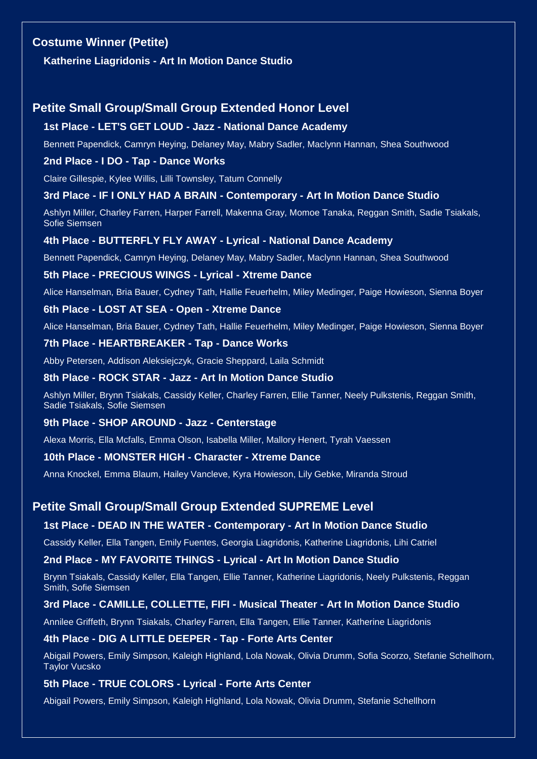## Costume Winner (Petite)

**Katherine Liagridonis - Art In Motion Dance Studio**

## Petite Small Group/Small Group Extended Honor Level

**1st Place - LET'S GET LOUD - Jazz - National Dance Academy**

Bennett Papendick, Camryn Heying, Delaney May, Mabry Sadler, Maclynn Hannan, Shea Southwood

**2nd Place - I DO - Tap - Dance Works**

Claire Gillespie, Kylee Willis, Lilli Townsley, Tatum Connelly

**3rd Place - IF I ONLY HAD A BRAIN - Contemporary - Art In Motion Dance Studio**

Ashlyn Miller, Charley Farren, Harper Farrell, Makenna Gray, Momoe Tanaka, Reggan Smith, Sadie Tsiakals, Sofie Siemsen

**4th Place - BUTTERFLY FLY AWAY - Lyrical - National Dance Academy**

Bennett Papendick, Camryn Heying, Delaney May, Mabry Sadler, Maclynn Hannan, Shea Southwood

**5th Place - PRECIOUS WINGS - Lyrical - Xtreme Dance**

Alice Hanselman, Bria Bauer, Cydney Tath, Hallie Feuerhelm, Miley Medinger, Paige Howieson, Sienna Boyer

**6th Place - LOST AT SEA - Open - Xtreme Dance**

Alice Hanselman, Bria Bauer, Cydney Tath, Hallie Feuerhelm, Miley Medinger, Paige Howieson, Sienna Boyer

**7th Place - HEARTBREAKER - Tap - Dance Works**

Abby Petersen, Addison Aleksiejczyk, Gracie Sheppard, Laila Schmidt

**8th Place - ROCK STAR - Jazz - Art In Motion Dance Studio**

Ashlyn Miller, Brynn Tsiakals, Cassidy Keller, Charley Farren, Ellie Tanner, Neely Pulkstenis, Reggan Smith, Sadie Tsiakals, Sofie Siemsen

**9th Place - SHOP AROUND - Jazz - Centerstage**

Alexa Morris, Ella Mcfalls, Emma Olson, Isabella Miller, Mallory Henert, Tyrah Vaessen

**10th Place - MONSTER HIGH - Character - Xtreme Dance**

Anna Knockel, Emma Blaum, Hailey Vancleve, Kyra Howieson, Lily Gebke, Miranda Stroud

## Petite Small Group/Small Group Extended SUPREME Level

**1st Place - DEAD IN THE WATER - Contemporary - Art In Motion Dance Studio**

Cassidy Keller, Ella Tangen, Emily Fuentes, Georgia Liagridonis, Katherine Liagridonis, Lihi Catriel

**2nd Place - MY FAVORITE THINGS - Lyrical - Art In Motion Dance Studio**

Brynn Tsiakals, Cassidy Keller, Ella Tangen, Ellie Tanner, Katherine Liagridonis, Neely Pulkstenis, Reggan Smith, Sofie Siemsen

**3rd Place - CAMILLE, COLLETTE, FIFI - Musical Theater - Art In Motion Dance Studio**

Annilee Griffeth, Brynn Tsiakals, Charley Farren, Ella Tangen, Ellie Tanner, Katherine Liagridonis

**4th Place - DIG A LITTLE DEEPER - Tap - Forte Arts Center**

Abigail Powers, Emily Simpson, Kaleigh Highland, Lola Nowak, Olivia Drumm, Sofia Scorzo, Stefanie Schellhorn, Taylor Vucsko

**5th Place - TRUE COLORS - Lyrical - Forte Arts Center**

Abigail Powers, Emily Simpson, Kaleigh Highland, Lola Nowak, Olivia Drumm, Stefanie Schellhorn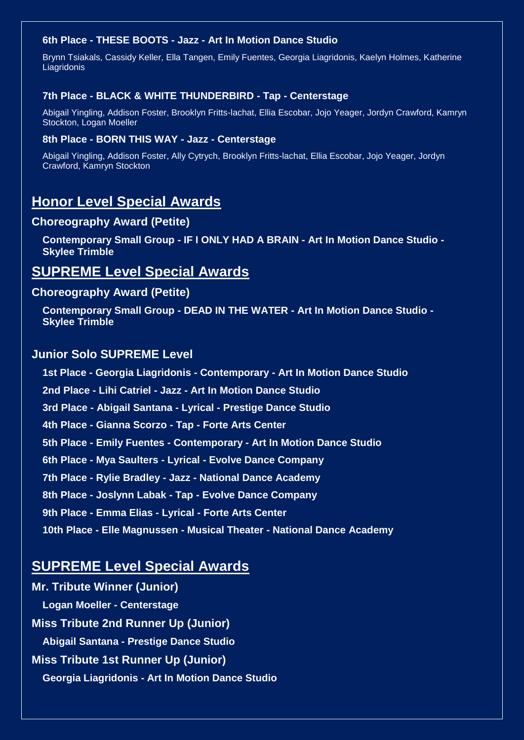**6th Place - THESE BOOTS - Jazz - Art In Motion Dance Studio**

Brynn Tsiakals, Cassidy Keller, Ella Tangen, Emily Fuentes, Georgia Liagridonis, Kaelyn Holmes, Katherine Liagridonis

**7th Place - BLACK & WHITE THUNDERBIRD - Tap - Centerstage**

Abigail Yingling, Addison Foster, Brooklyn Fritts-lachat, Ellia Escobar, Jojo Yeager, Jordyn Crawford, Kamryn Stockton, Logan Moeller

**8th Place - BORN THIS WAY - Jazz - Centerstage**

Abigail Yingling, Addison Foster, Ally Cytrych, Brooklyn Fritts-lachat, Ellia Escobar, Jojo Yeager, Jordyn Crawford, Kamryn Stockton

## Honor Level Special Awards

### Choreography Award (Petite)

**Contemporary Small Group - IF I ONLY HAD A BRAIN - Art In Motion Dance Studio - Skylee Trimble**

## SUPREME Level Special Awards

### Choreography Award (Petite)

**Contemporary Small Group - DEAD IN THE WATER - Art In Motion Dance Studio - Skylee Trimble**

### Junior Solo SUPREME Level

**1st Place - Georgia Liagridonis - Contemporary - Art In Motion Dance Studio**

**2nd Place - Lihi Catriel - Jazz - Art In Motion Dance Studio**

**3rd Place - Abigail Santana - Lyrical - Prestige Dance Studio**

**4th Place - Gianna Scorzo - Tap - Forte Arts Center**

**5th Place - Emily Fuentes - Contemporary - Art In Motion Dance Studio**

**6th Place - Mya Saulters - Lyrical - Evolve Dance Company**

**7th Place - Rylie Bradley - Jazz - National Dance Academy**

**8th Place - Joslynn Labak - Tap - Evolve Dance Company**

**9th Place - Emma Elias - Lyrical - Forte Arts Center**

**10th Place - Elle Magnussen - Musical Theater - National Dance Academy**

## SUPREME Level Special Awards

### Mr. Tribute Winner (Junior)

**Logan Moeller - Centerstage**

### Miss Tribute 2nd Runner Up (Junior)

**Abigail Santana - Prestige Dance Studio**

### Miss Tribute 1st Runner Up (Junior)

**Georgia Liagridonis - Art In Motion Dance Studio**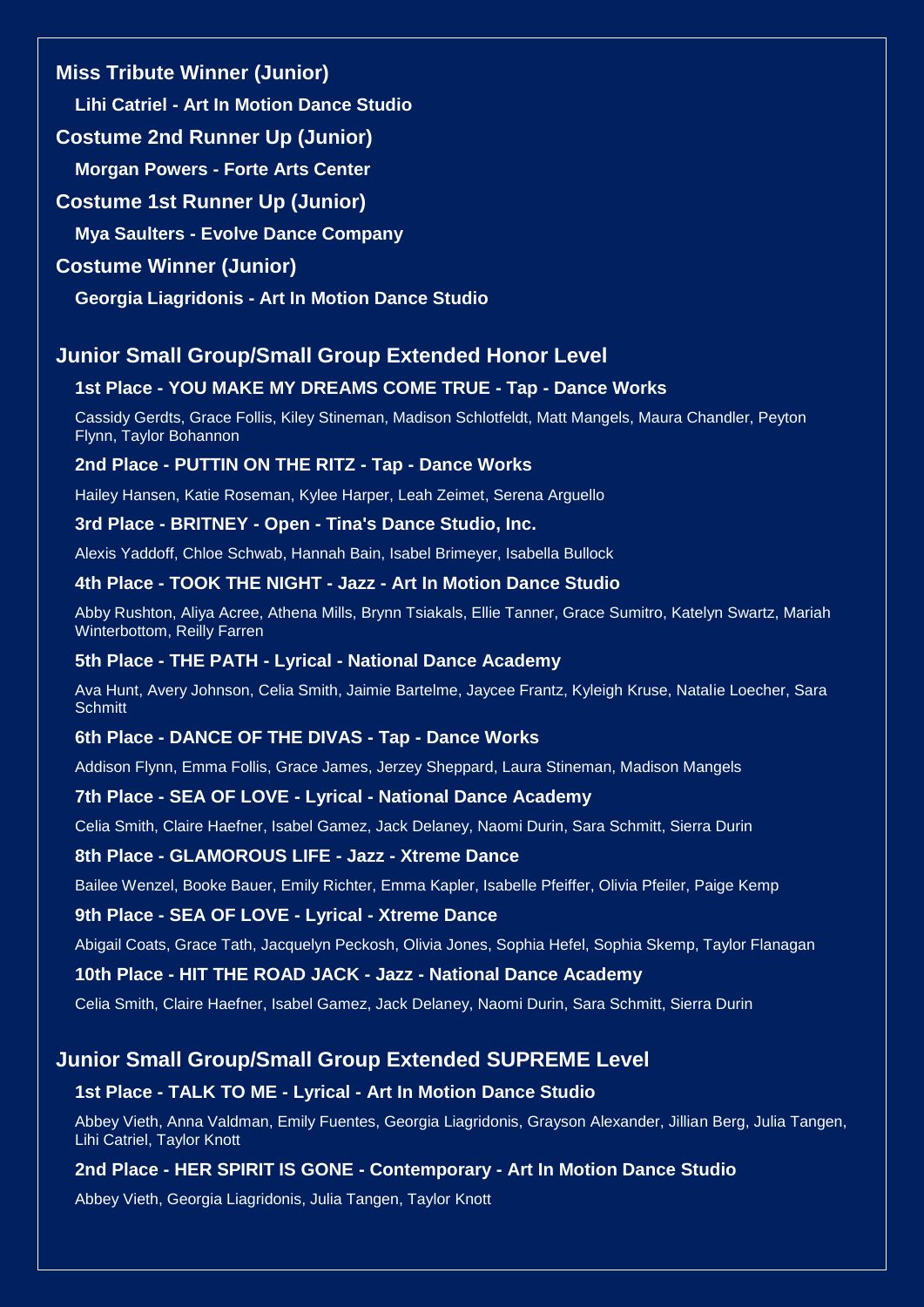**Miss Tribute Winner (Junior)**

**Lihi Catriel - Art In Motion Dance Studio**

**Costume 2nd Runner Up (Junior)**

**Morgan Powers - Forte Arts Center**

**Costume 1st Runner Up (Junior)**

**Mya Saulters - Evolve Dance Company**

**Costume Winner (Junior)**

**Georgia Liagridonis - Art In Motion Dance Studio**

## Junior Small Group/Small Group Extended Honor Level

**1st Place - YOU MAKE MY DREAMS COME TRUE - Tap - Dance Works**

Cassidy Gerdts, Grace Follis, Kiley Stineman, Madison Schlotfeldt, Matt Mangels, Maura Chandler, Peyton Flynn, Taylor Bohannon

**2nd Place - PUTTIN ON THE RITZ - Tap - Dance Works**

Hailey Hansen, Katie Roseman, Kylee Harper, Leah Zeimet, Serena Arguello

**3rd Place - BRITNEY - Open - Tina's Dance Studio, Inc.**

Alexis Yaddoff, Chloe Schwab, Hannah Bain, Isabel Brimeyer, Isabella Bullock

**4th Place - TOOK THE NIGHT - Jazz - Art In Motion Dance Studio**

Abby Rushton, Aliya Acree, Athena Mills, Brynn Tsiakals, Ellie Tanner, Grace Sumitro, Katelyn Swartz, Mariah Winterbottom, Reilly Farren

**5th Place - THE PATH - Lyrical - National Dance Academy**

Ava Hunt, Avery Johnson, Celia Smith, Jaimie Bartelme, Jaycee Frantz, Kyleigh Kruse, Natalie Loecher, Sara Schmitt

**6th Place - DANCE OF THE DIVAS - Tap - Dance Works**

Addison Flynn, Emma Follis, Grace James, Jerzey Sheppard, Laura Stineman, Madison Mangels

**7th Place - SEA OF LOVE - Lyrical - National Dance Academy**

Celia Smith, Claire Haefner, Isabel Gamez, Jack Delaney, Naomi Durin, Sara Schmitt, Sierra Durin

**8th Place - GLAMOROUS LIFE - Jazz - Xtreme Dance**

Bailee Wenzel, Booke Bauer, Emily Richter, Emma Kapler, Isabelle Pfeiffer, Olivia Pfeiler, Paige Kemp

**9th Place - SEA OF LOVE - Lyrical - Xtreme Dance**

Abigail Coats, Grace Tath, Jacquelyn Peckosh, Olivia Jones, Sophia Hefel, Sophia Skemp, Taylor Flanagan

**10th Place - HIT THE ROAD JACK - Jazz - National Dance Academy**

Celia Smith, Claire Haefner, Isabel Gamez, Jack Delaney, Naomi Durin, Sara Schmitt, Sierra Durin

## Junior Small Group/Small Group Extended SUPREME Level

**1st Place - TALK TO ME - Lyrical - Art In Motion Dance Studio**

Abbey Vieth, Anna Valdman, Emily Fuentes, Georgia Liagridonis, Grayson Alexander, Jillian Berg, Julia Tangen, Lihi Catriel, Taylor Knott

**2nd Place - HER SPIRIT IS GONE - Contemporary - Art In Motion Dance Studio**

Abbey Vieth, Georgia Liagridonis, Julia Tangen, Taylor Knott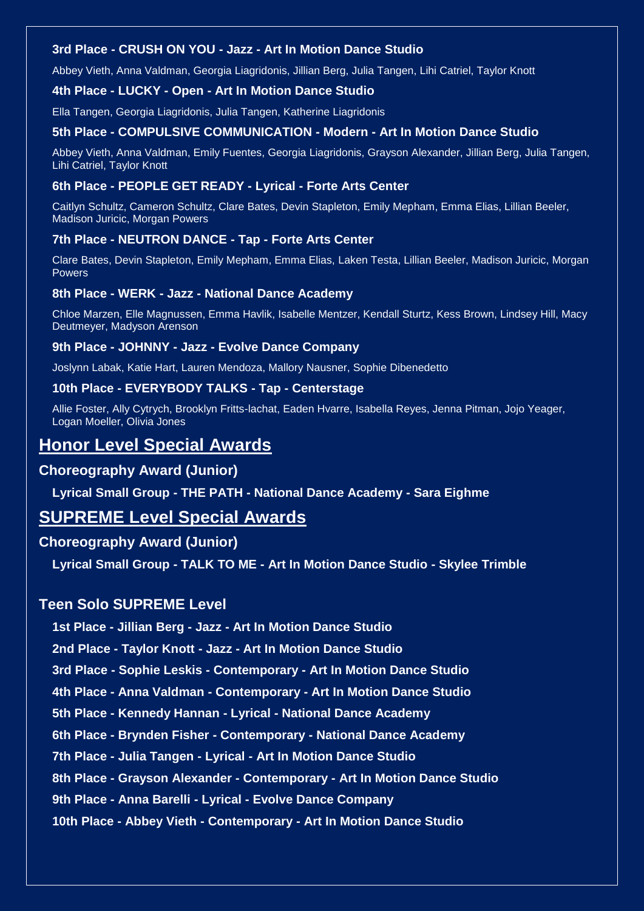**3rd Place - CRUSH ON YOU - Jazz - Art In Motion Dance Studio**

Abbey Vieth, Anna Valdman, Georgia Liagridonis, Jillian Berg, Julia Tangen, Lihi Catriel, Taylor Knott

**4th Place - LUCKY - Open - Art In Motion Dance Studio**

Ella Tangen, Georgia Liagridonis, Julia Tangen, Katherine Liagridonis

**5th Place - COMPULSIVE COMMUNICATION - Modern - Art In Motion Dance Studio**

Abbey Vieth, Anna Valdman, Emily Fuentes, Georgia Liagridonis, Grayson Alexander, Jillian Berg, Julia Tangen, Lihi Catriel, Taylor Knott

**6th Place - PEOPLE GET READY - Lyrical - Forte Arts Center**

Caitlyn Schultz, Cameron Schultz, Clare Bates, Devin Stapleton, Emily Mepham, Emma Elias, Lillian Beeler, Madison Juricic, Morgan Powers

**7th Place - NEUTRON DANCE - Tap - Forte Arts Center**

Clare Bates, Devin Stapleton, Emily Mepham, Emma Elias, Laken Testa, Lillian Beeler, Madison Juricic, Morgan Powers

**8th Place - WERK - Jazz - National Dance Academy**

Chloe Marzen, Elle Magnussen, Emma Havlik, Isabelle Mentzer, Kendall Sturtz, Kess Brown, Lindsey Hill, Macy Deutmeyer, Madyson Arenson

**9th Place - JOHNNY - Jazz - Evolve Dance Company**

Joslynn Labak, Katie Hart, Lauren Mendoza, Mallory Nausner, Sophie Dibenedetto

**10th Place - EVERYBODY TALKS - Tap - Centerstage**

Allie Foster, Ally Cytrych, Brooklyn Fritts-lachat, Eaden Hvarre, Isabella Reyes, Jenna Pitman, Jojo Yeager, Logan Moeller, Olivia Jones

## Honor Level Special Awards

### Choreography Award (Junior)

**Lyrical Small Group - THE PATH - National Dance Academy - Sara Eighme**

## SUPREME Level Special Awards

### Choreography Award (Junior)

**Lyrical Small Group - TALK TO ME - Art In Motion Dance Studio - Skylee Trimble**

### Teen Solo SUPREME Level

**1st Place - Jillian Berg - Jazz - Art In Motion Dance Studio**

**2nd Place - Taylor Knott - Jazz - Art In Motion Dance Studio**

**3rd Place - Sophie Leskis - Contemporary - Art In Motion Dance Studio**

**4th Place - Anna Valdman - Contemporary - Art In Motion Dance Studio**

**5th Place - Kennedy Hannan - Lyrical - National Dance Academy**

**6th Place - Brynden Fisher - Contemporary - National Dance Academy**

**7th Place - Julia Tangen - Lyrical - Art In Motion Dance Studio**

**8th Place - Grayson Alexander - Contemporary - Art In Motion Dance Studio**

**9th Place - Anna Barelli - Lyrical - Evolve Dance Company**

**10th Place - Abbey Vieth - Contemporary - Art In Motion Dance Studio**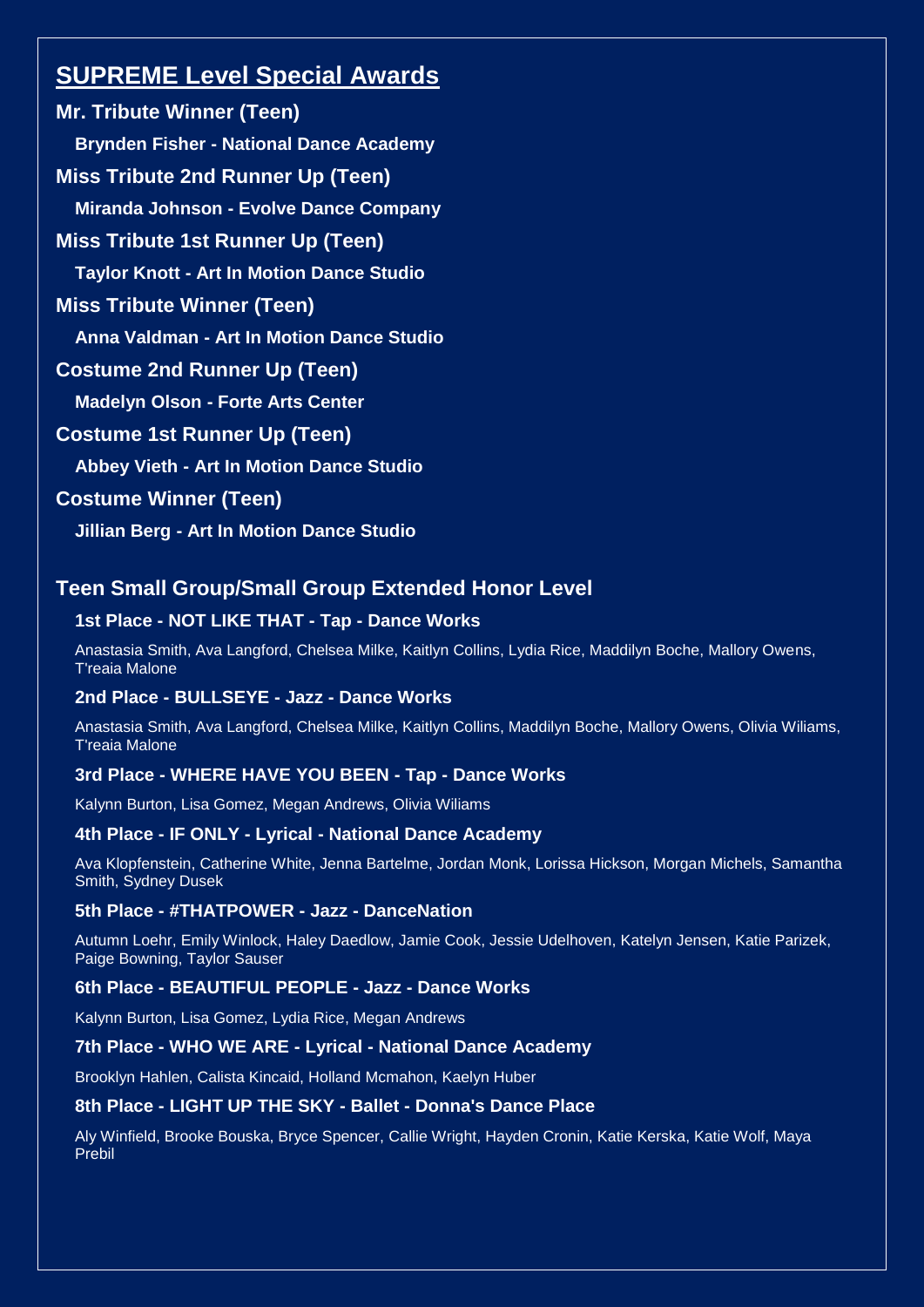## SUPREME Level Special Awards

**Mr. Tribute Winner (Teen)**

**Brynden Fisher - National Dance Academy**

**Miss Tribute 2nd Runner Up (Teen)**

**Miranda Johnson - Evolve Dance Company**

**Miss Tribute 1st Runner Up (Teen)**

**Taylor Knott - Art In Motion Dance Studio**

**Miss Tribute Winner (Teen)**

**Anna Valdman - Art In Motion Dance Studio**

**Costume 2nd Runner Up (Teen)**

**Madelyn Olson - Forte Arts Center**

**Costume 1st Runner Up (Teen)**

**Abbey Vieth - Art In Motion Dance Studio**

**Costume Winner (Teen)**

**Jillian Berg - Art In Motion Dance Studio**

## Teen Small Group/Small Group Extended Honor Level

**1st Place - NOT LIKE THAT - Tap - Dance Works**

Anastasia Smith, Ava Langford, Chelsea Milke, Kaitlyn Collins, Lydia Rice, Maddilyn Boche, Mallory Owens, T'reaia Malone

**2nd Place - BULLSEYE - Jazz - Dance Works**

Anastasia Smith, Ava Langford, Chelsea Milke, Kaitlyn Collins, Maddilyn Boche, Mallory Owens, Olivia Wiliams, T'reaia Malone

**3rd Place - WHERE HAVE YOU BEEN - Tap - Dance Works**

Kalynn Burton, Lisa Gomez, Megan Andrews, Olivia Wiliams

**4th Place - IF ONLY - Lyrical - National Dance Academy**

Ava Klopfenstein, Catherine White, Jenna Bartelme, Jordan Monk, Lorissa Hickson, Morgan Michels, Samantha Smith, Sydney Dusek

**5th Place - #THATPOWER - Jazz - DanceNation**

Autumn Loehr, Emily Winlock, Haley Daedlow, Jamie Cook, Jessie Udelhoven, Katelyn Jensen, Katie Parizek, Paige Bowning, Taylor Sauser

**6th Place - BEAUTIFUL PEOPLE - Jazz - Dance Works**

Kalynn Burton, Lisa Gomez, Lydia Rice, Megan Andrews

**7th Place - WHO WE ARE - Lyrical - National Dance Academy**

Brooklyn Hahlen, Calista Kincaid, Holland Mcmahon, Kaelyn Huber

**8th Place - LIGHT UP THE SKY - Ballet - Donna's Dance Place**

Aly Winfield, Brooke Bouska, Bryce Spencer, Callie Wright, Hayden Cronin, Katie Kerska, Katie Wolf, Maya Prebil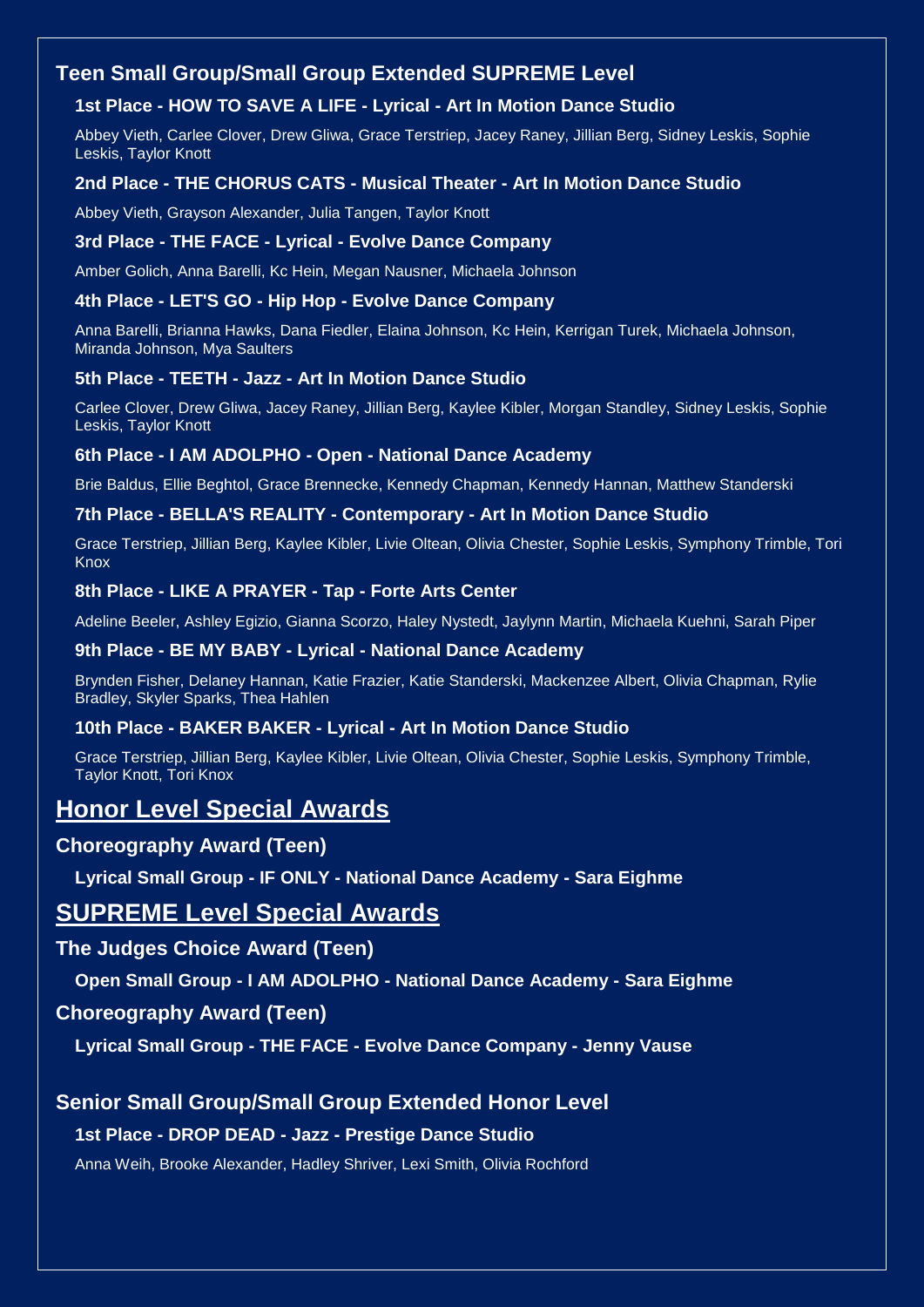## Teen Small Group/Small Group Extended SUPREME Level

### 1st Place - HOW TO SAVE A LIFE - Lyrical - Art In Motion Dance Studio

Abbey Vieth, Carlee Clover, Drew Gliwa, Grace Terstriep, Jacey Raney, Jillian Berg, Sidney Leskis, Sophie Leskis, Taylor Knott

### 2nd Place - THE CHORUS CATS - Musical Theater - Art In Motion Dance Studio

Abbey Vieth, Grayson Alexander, Julia Tangen, Taylor Knott

### 3rd Place - THE FACE - Lyrical - Evolve Dance Company

Amber Golich, Anna Barelli, Kc Hein, Megan Nausner, Michaela Johnson

### 4th Place - LET'S GO - Hip Hop - Evolve Dance Company

Anna Barelli, Brianna Hawks, Dana Fiedler, Elaina Johnson, Kc Hein, Kerrigan Turek, Michaela Johnson, Miranda Johnson, Mya Saulters

### 5th Place - TEETH - Jazz - Art In Motion Dance Studio

Carlee Clover, Drew Gliwa, Jacey Raney, Jillian Berg, Kaylee Kibler, Morgan Standley, Sidney Leskis, Sophie Leskis, Taylor Knott

### 6th Place - I AM ADOLPHO - Open - National Dance Academy

Brie Baldus, Ellie Beghtol, Grace Brennecke, Kennedy Chapman, Kennedy Hannan, Matthew Standerski

### 7th Place - BELLA'S REALITY - Contemporary - Art In Motion Dance Studio

Grace Terstriep, Jillian Berg, Kaylee Kibler, Livie Oltean, Olivia Chester, Sophie Leskis, Symphony Trimble, Tori Knox

### 8th Place - LIKE A PRAYER - Tap - Forte Arts Center

Adeline Beeler, Ashley Egizio, Gianna Scorzo, Haley Nystedt, Jaylynn Martin, Michaela Kuehni, Sarah Piper

### 9th Place - BE MY BABY - Lyrical - National Dance Academy

Brynden Fisher, Delaney Hannan, Katie Frazier, Katie Standerski, Mackenzee Albert, Olivia Chapman, Rylie Bradley, Skyler Sparks, Thea Hahlen

### 10th Place - BAKER BAKER - Lyrical - Art In Motion Dance Studio

Grace Terstriep, Jillian Berg, Kaylee Kibler, Livie Oltean, Olivia Chester, Sophie Leskis, Symphony Trimble, Taylor Knott, Tori Knox

# Honor Level Special Awards

## Choreography Award (Teen)

**Lyrical Small Group - IF ONLY - National Dance Academy - Sara Eighme**

# SUPREME Level Special Awards

## The Judges Choice Award (Teen)

**Open Small Group - I AM ADOLPHO - National Dance Academy - Sara Eighme**

## Choreography Award (Teen)

**Lyrical Small Group - THE FACE - Evolve Dance Company - Jenny Vause**

## Senior Small Group/Small Group Extended Honor Level

### 1st Place - DROP DEAD - Jazz - Prestige Dance Studio

Anna Weih, Brooke Alexander, Hadley Shriver, Lexi Smith, Olivia Rochford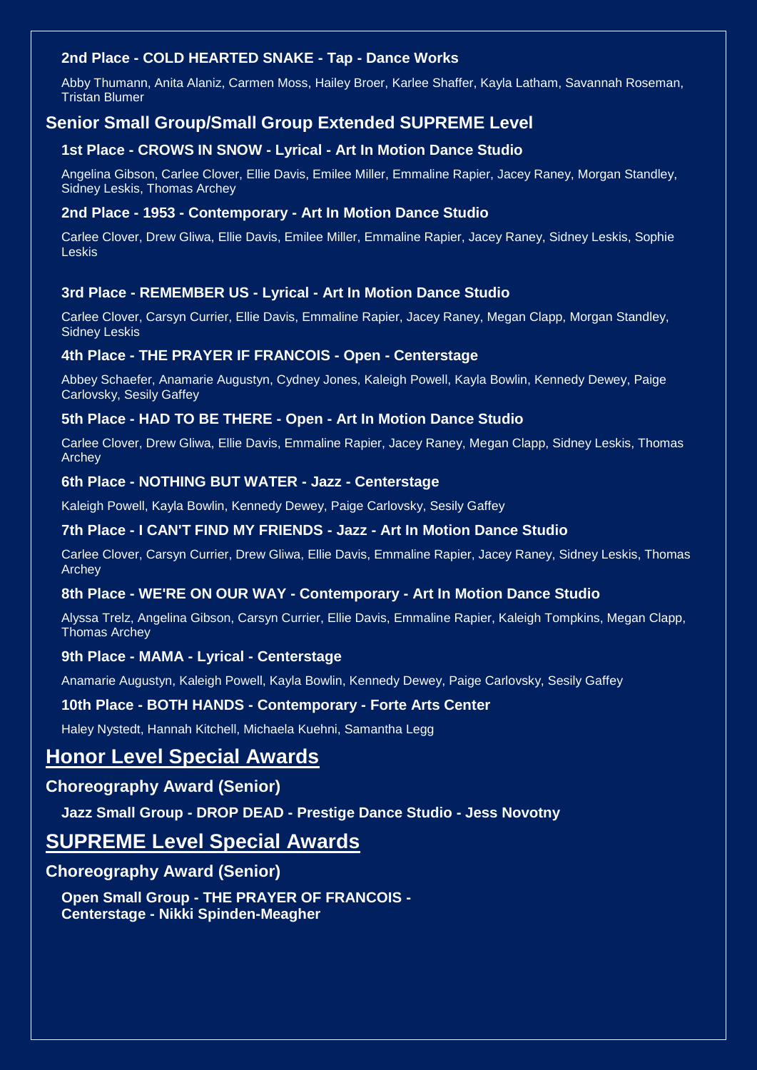**2nd Place - COLD HEARTED SNAKE - Tap - Dance Works**

Abby Thumann, Anita Alaniz, Carmen Moss, Hailey Broer, Karlee Shaffer, Kayla Latham, Savannah Roseman, Tristan Blumer

### Senior Small Group/Small Group Extended SUPREME Level

**1st Place - CROWS IN SNOW - Lyrical - Art In Motion Dance Studio**

Angelina Gibson, Carlee Clover, Ellie Davis, Emilee Miller, Emmaline Rapier, Jacey Raney, Morgan Standley, Sidney Leskis, Thomas Archey

**2nd Place - 1953 - Contemporary - Art In Motion Dance Studio**

Carlee Clover, Drew Gliwa, Ellie Davis, Emilee Miller, Emmaline Rapier, Jacey Raney, Sidney Leskis, Sophie Leskis

**3rd Place - REMEMBER US - Lyrical - Art In Motion Dance Studio**

Carlee Clover, Carsyn Currier, Ellie Davis, Emmaline Rapier, Jacey Raney, Megan Clapp, Morgan Standley, Sidney Leskis

**4th Place - THE PRAYER IF FRANCOIS - Open - Centerstage**

Abbey Schaefer, Anamarie Augustyn, Cydney Jones, Kaleigh Powell, Kayla Bowlin, Kennedy Dewey, Paige Carlovsky, Sesily Gaffey

**5th Place - HAD TO BE THERE - Open - Art In Motion Dance Studio**

Carlee Clover, Drew Gliwa, Ellie Davis, Emmaline Rapier, Jacey Raney, Megan Clapp, Sidney Leskis, Thomas Archey

**6th Place - NOTHING BUT WATER - Jazz - Centerstage**

Kaleigh Powell, Kayla Bowlin, Kennedy Dewey, Paige Carlovsky, Sesily Gaffey

**7th Place - I CAN'T FIND MY FRIENDS - Jazz - Art In Motion Dance Studio**

Carlee Clover, Carsyn Currier, Drew Gliwa, Ellie Davis, Emmaline Rapier, Jacey Raney, Sidney Leskis, Thomas Archey

**8th Place - WE'RE ON OUR WAY - Contemporary - Art In Motion Dance Studio**

Alyssa Trelz, Angelina Gibson, Carsyn Currier, Ellie Davis, Emmaline Rapier, Kaleigh Tompkins, Megan Clapp, Thomas Archey

**9th Place - MAMA - Lyrical - Centerstage**

Anamarie Augustyn, Kaleigh Powell, Kayla Bowlin, Kennedy Dewey, Paige Carlovsky, Sesily Gaffey

**10th Place - BOTH HANDS - Contemporary - Forte Arts Center**

Haley Nystedt, Hannah Kitchell, Michaela Kuehni, Samantha Legg

## Honor Level Special Awards

### Choreography Award (Senior)

**Jazz Small Group - DROP DEAD - Prestige Dance Studio - Jess Novotny**

## SUPREME Level Special Awards

### Choreography Award (Senior)

**Open Small Group - THE PRAYER OF FRANCOIS - Centerstage - Nikki Spinden-Meagher**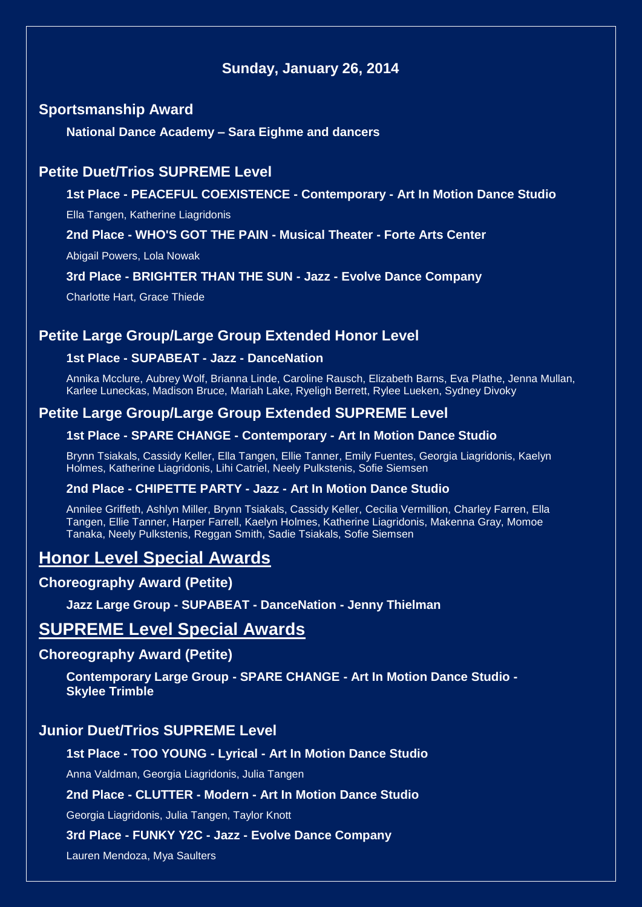### Sunday, January 26, 2014

## Sportsmanship Award

**National Dance Academy – Sara Eighme and dancers**

## Petite Duet/Trios SUPREME Level

**1st Place - PEACEFUL COEXISTENCE - Contemporary - Art In Motion Dance Studio**

Ella Tangen, Katherine Liagridonis

**2nd Place - WHO'S GOT THE PAIN - Musical Theater - Forte Arts Center**

Abigail Powers, Lola Nowak

**3rd Place - BRIGHTER THAN THE SUN - Jazz - Evolve Dance Company**

Charlotte Hart, Grace Thiede

## Petite Large Group/Large Group Extended Honor Level

**1st Place - SUPABEAT - Jazz - DanceNation**

Annika Mcclure, Aubrey Wolf, Brianna Linde, Caroline Rausch, Elizabeth Barns, Eva Plathe, Jenna Mullan, Karlee Luneckas, Madison Bruce, Mariah Lake, Ryeligh Berrett, Rylee Lueken, Sydney Divoky

## Petite Large Group/Large Group Extended SUPREME Level

**1st Place - SPARE CHANGE - Contemporary - Art In Motion Dance Studio**

Brynn Tsiakals, Cassidy Keller, Ella Tangen, Ellie Tanner, Emily Fuentes, Georgia Liagridonis, Kaelyn Holmes, Katherine Liagridonis, Lihi Catriel, Neely Pulkstenis, Sofie Siemsen

**2nd Place - CHIPETTE PARTY - Jazz - Art In Motion Dance Studio**

Annilee Griffeth, Ashlyn Miller, Brynn Tsiakals, Cassidy Keller, Cecilia Vermillion, Charley Farren, Ella Tangen, Ellie Tanner, Harper Farrell, Kaelyn Holmes, Katherine Liagridonis, Makenna Gray, Momoe Tanaka, Neely Pulkstenis, Reggan Smith, Sadie Tsiakals, Sofie Siemsen

# Honor Level Special Awards

## Choreography Award (Petite)

**Jazz Large Group - SUPABEAT - DanceNation - Jenny Thielman**

# SUPREME Level Special Awards

## Choreography Award (Petite)

**Contemporary Large Group - SPARE CHANGE - Art In Motion Dance Studio - Skylee Trimble**

## Junior Duet/Trios SUPREME Level

**1st Place - TOO YOUNG - Lyrical - Art In Motion Dance Studio**

Anna Valdman, Georgia Liagridonis, Julia Tangen

**2nd Place - CLUTTER - Modern - Art In Motion Dance Studio**

Georgia Liagridonis, Julia Tangen, Taylor Knott

**3rd Place - FUNKY Y2C - Jazz - Evolve Dance Company**

Lauren Mendoza, Mya Saulters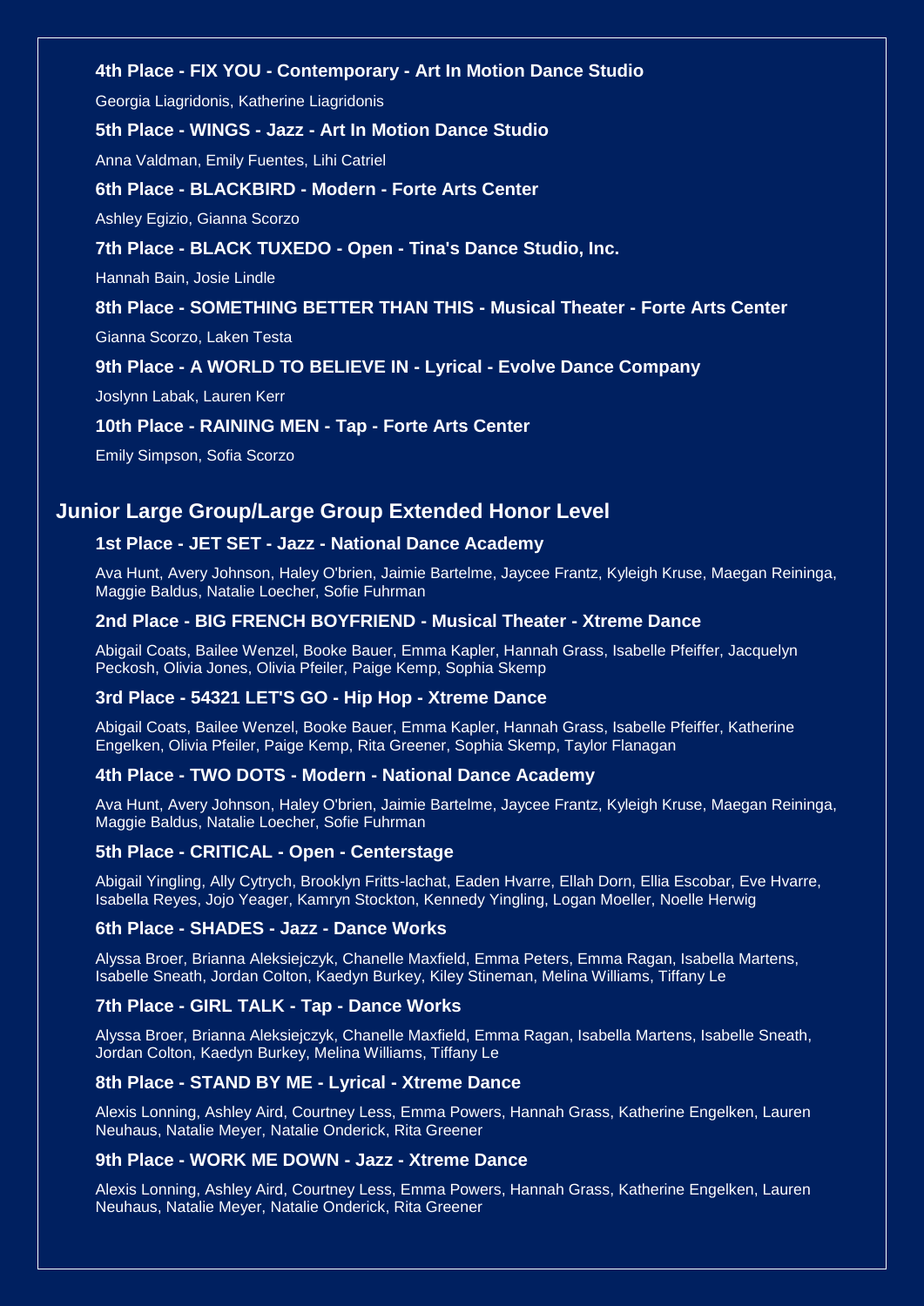**4th Place - FIX YOU - Contemporary - Art In Motion Dance Studio**

Georgia Liagridonis, Katherine Liagridonis

**5th Place - WINGS - Jazz - Art In Motion Dance Studio**

Anna Valdman, Emily Fuentes, Lihi Catriel

**6th Place - BLACKBIRD - Modern - Forte Arts Center**

Ashley Egizio, Gianna Scorzo

**7th Place - BLACK TUXEDO - Open - Tina's Dance Studio, Inc.**

Hannah Bain, Josie Lindle

**8th Place - SOMETHING BETTER THAN THIS - Musical Theater - Forte Arts Center**

Gianna Scorzo, Laken Testa

**9th Place - A WORLD TO BELIEVE IN - Lyrical - Evolve Dance Company**

Joslynn Labak, Lauren Kerr

**10th Place - RAINING MEN - Tap - Forte Arts Center**

Emily Simpson, Sofia Scorzo

## Junior Large Group/Large Group Extended Honor Level

**1st Place - JET SET - Jazz - National Dance Academy**

Ava Hunt, Avery Johnson, Haley O'brien, Jaimie Bartelme, Jaycee Frantz, Kyleigh Kruse, Maegan Reininga, Maggie Baldus, Natalie Loecher, Sofie Fuhrman

**2nd Place - BIG FRENCH BOYFRIEND - Musical Theater - Xtreme Dance**

Abigail Coats, Bailee Wenzel, Booke Bauer, Emma Kapler, Hannah Grass, Isabelle Pfeiffer, Jacquelyn Peckosh, Olivia Jones, Olivia Pfeiler, Paige Kemp, Sophia Skemp

**3rd Place - 54321 LET'S GO - Hip Hop - Xtreme Dance**

Abigail Coats, Bailee Wenzel, Booke Bauer, Emma Kapler, Hannah Grass, Isabelle Pfeiffer, Katherine Engelken, Olivia Pfeiler, Paige Kemp, Rita Greener, Sophia Skemp, Taylor Flanagan

**4th Place - TWO DOTS - Modern - National Dance Academy**

Ava Hunt, Avery Johnson, Haley O'brien, Jaimie Bartelme, Jaycee Frantz, Kyleigh Kruse, Maegan Reininga, Maggie Baldus, Natalie Loecher, Sofie Fuhrman

**5th Place - CRITICAL - Open - Centerstage**

Abigail Yingling, Ally Cytrych, Brooklyn Fritts-lachat, Eaden Hvarre, Ellah Dorn, Ellia Escobar, Eve Hvarre, Isabella Reyes, Jojo Yeager, Kamryn Stockton, Kennedy Yingling, Logan Moeller, Noelle Herwig

**6th Place - SHADES - Jazz - Dance Works**

Alyssa Broer, Brianna Aleksiejczyk, Chanelle Maxfield, Emma Peters, Emma Ragan, Isabella Martens, Isabelle Sneath, Jordan Colton, Kaedyn Burkey, Kiley Stineman, Melina Williams, Tiffany Le

**7th Place - GIRL TALK - Tap - Dance Works**

Alyssa Broer, Brianna Aleksiejczyk, Chanelle Maxfield, Emma Ragan, Isabella Martens, Isabelle Sneath, Jordan Colton, Kaedyn Burkey, Melina Williams, Tiffany Le

**8th Place - STAND BY ME - Lyrical - Xtreme Dance**

Alexis Lonning, Ashley Aird, Courtney Less, Emma Powers, Hannah Grass, Katherine Engelken, Lauren Neuhaus, Natalie Meyer, Natalie Onderick, Rita Greener

**9th Place - WORK ME DOWN - Jazz - Xtreme Dance**

Alexis Lonning, Ashley Aird, Courtney Less, Emma Powers, Hannah Grass, Katherine Engelken, Lauren Neuhaus, Natalie Meyer, Natalie Onderick, Rita Greener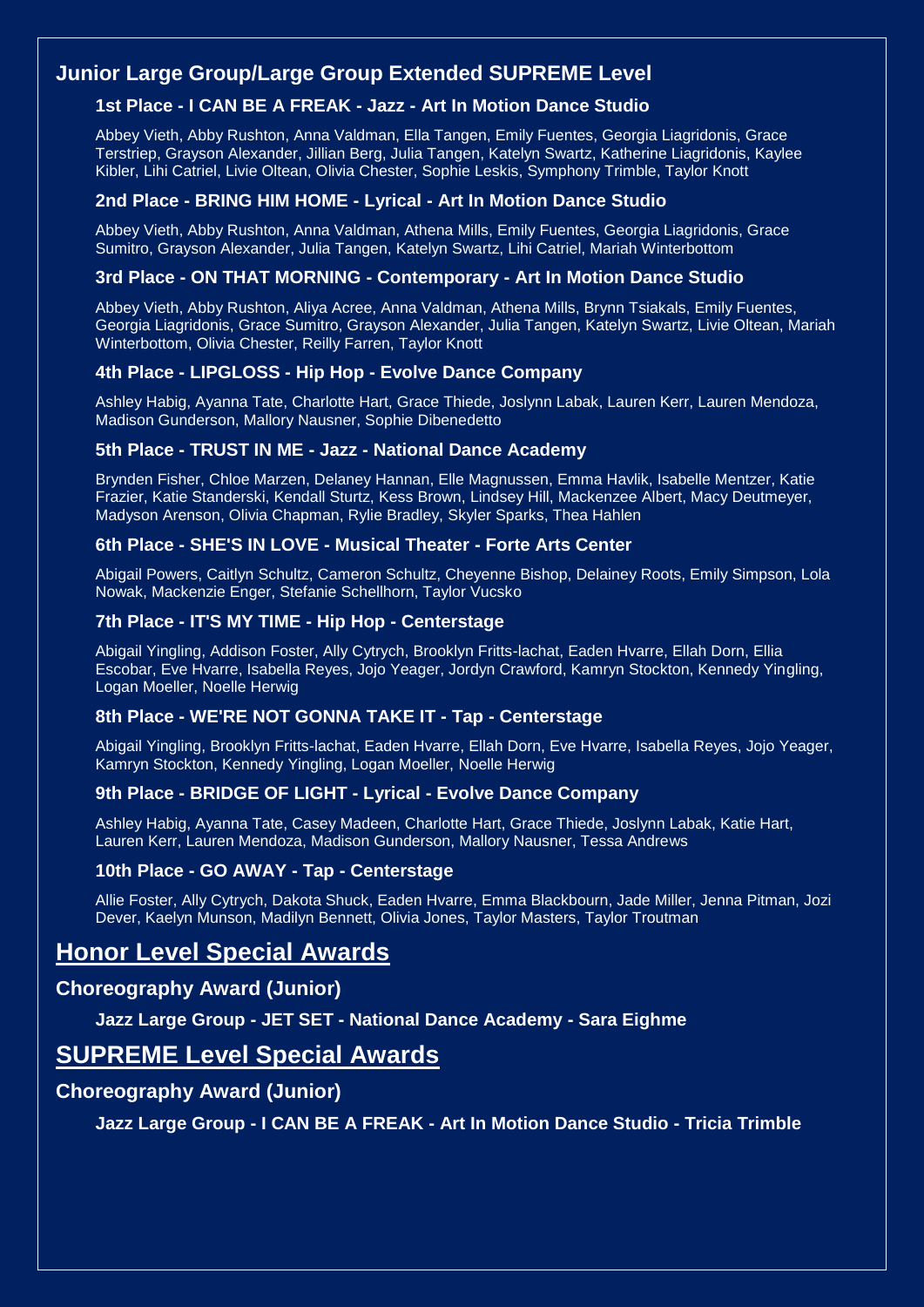## Junior Large Group/Large Group Extended SUPREME Level

### 1st Place - I CAN BE A FREAK - Jazz - Art In Motion Dance Studio

Abbey Vieth, Abby Rushton, Anna Valdman, Ella Tangen, Emily Fuentes, Georgia Liagridonis, Grace Terstriep, Grayson Alexander, Jillian Berg, Julia Tangen, Katelyn Swartz, Katherine Liagridonis, Kaylee Kibler, Lihi Catriel, Livie Oltean, Olivia Chester, Sophie Leskis, Symphony Trimble, Taylor Knott

### 2nd Place - BRING HIM HOME - Lyrical - Art In Motion Dance Studio

Abbey Vieth, Abby Rushton, Anna Valdman, Athena Mills, Emily Fuentes, Georgia Liagridonis, Grace Sumitro, Grayson Alexander, Julia Tangen, Katelyn Swartz, Lihi Catriel, Mariah Winterbottom

### 3rd Place - ON THAT MORNING - Contemporary - Art In Motion Dance Studio

Abbey Vieth, Abby Rushton, Aliya Acree, Anna Valdman, Athena Mills, Brynn Tsiakals, Emily Fuentes, Georgia Liagridonis, Grace Sumitro, Grayson Alexander, Julia Tangen, Katelyn Swartz, Livie Oltean, Mariah Winterbottom, Olivia Chester, Reilly Farren, Taylor Knott

### 4th Place - LIPGLOSS - Hip Hop - Evolve Dance Company

Ashley Habig, Ayanna Tate, Charlotte Hart, Grace Thiede, Joslynn Labak, Lauren Kerr, Lauren Mendoza, Madison Gunderson, Mallory Nausner, Sophie Dibenedetto

### 5th Place - TRUST IN ME - Jazz - National Dance Academy

Brynden Fisher, Chloe Marzen, Delaney Hannan, Elle Magnussen, Emma Havlik, Isabelle Mentzer, Katie Frazier, Katie Standerski, Kendall Sturtz, Kess Brown, Lindsey Hill, Mackenzee Albert, Macy Deutmeyer, Madyson Arenson, Olivia Chapman, Rylie Bradley, Skyler Sparks, Thea Hahlen

### 6th Place - SHE'S IN LOVE - Musical Theater - Forte Arts Center

Abigail Powers, Caitlyn Schultz, Cameron Schultz, Cheyenne Bishop, Delainey Roots, Emily Simpson, Lola Nowak, Mackenzie Enger, Stefanie Schellhorn, Taylor Vucsko

### 7th Place - IT'S MY TIME - Hip Hop - Centerstage

Abigail Yingling, Addison Foster, Ally Cytrych, Brooklyn Fritts-lachat, Eaden Hvarre, Ellah Dorn, Ellia Escobar, Eve Hvarre, Isabella Reyes, Jojo Yeager, Jordyn Crawford, Kamryn Stockton, Kennedy Yingling, Logan Moeller, Noelle Herwig

### 8th Place - WE'RE NOT GONNA TAKE IT - Tap - Centerstage

Abigail Yingling, Brooklyn Fritts-lachat, Eaden Hvarre, Ellah Dorn, Eve Hvarre, Isabella Reyes, Jojo Yeager, Kamryn Stockton, Kennedy Yingling, Logan Moeller, Noelle Herwig

### 9th Place - BRIDGE OF LIGHT - Lyrical - Evolve Dance Company

Ashley Habig, Ayanna Tate, Casey Madeen, Charlotte Hart, Grace Thiede, Joslynn Labak, Katie Hart, Lauren Kerr, Lauren Mendoza, Madison Gunderson, Mallory Nausner, Tessa Andrews

### 10th Place - GO AWAY - Tap - Centerstage

Allie Foster, Ally Cytrych, Dakota Shuck, Eaden Hvarre, Emma Blackbourn, Jade Miller, Jenna Pitman, Jozi Dever, Kaelyn Munson, Madilyn Bennett, Olivia Jones, Taylor Masters, Taylor Troutman

# Honor Level Special Awards

## Choreography Award (Junior)

**Jazz Large Group - JET SET - National Dance Academy - Sara Eighme**

# SUPREME Level Special Awards

## Choreography Award (Junior)

**Jazz Large Group - I CAN BE A FREAK - Art In Motion Dance Studio - Tricia Trimble**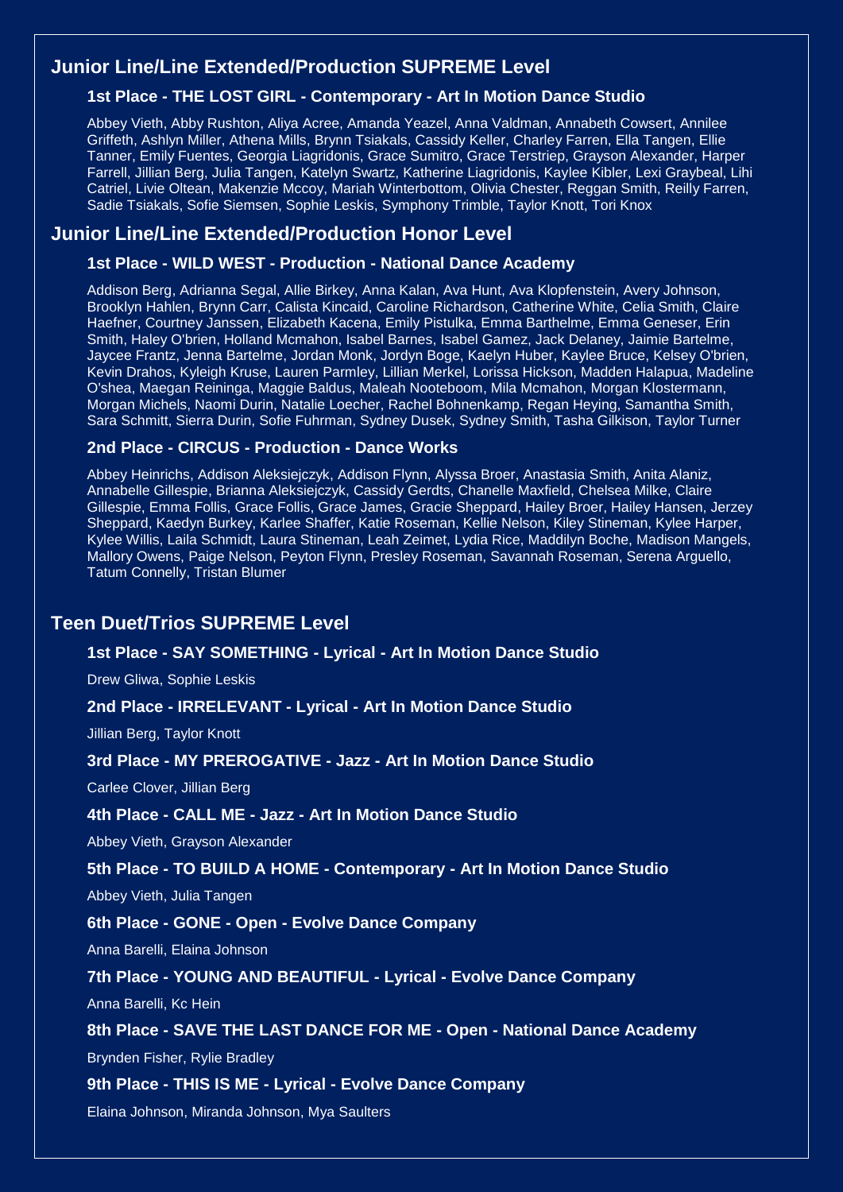## Junior Line/Line Extended/Production SUPREME Level

### 1st Place - THE LOST GIRL - Contemporary - Art In Motion Dance Studio

Abbey Vieth, Abby Rushton, Aliya Acree, Amanda Yeazel, Anna Valdman, Annabeth Cowsert, Annilee Griffeth, Ashlyn Miller, Athena Mills, Brynn Tsiakals, Cassidy Keller, Charley Farren, Ella Tangen, Ellie Tanner, Emily Fuentes, Georgia Liagridonis, Grace Sumitro, Grace Terstriep, Grayson Alexander, Harper Farrell, Jillian Berg, Julia Tangen, Katelyn Swartz, Katherine Liagridonis, Kaylee Kibler, Lexi Graybeal, Lihi Catriel, Livie Oltean, Makenzie Mccoy, Mariah Winterbottom, Olivia Chester, Reggan Smith, Reilly Farren, Sadie Tsiakals, Sofie Siemsen, Sophie Leskis, Symphony Trimble, Taylor Knott, Tori Knox

## Junior Line/Line Extended/Production Honor Level

### 1st Place - WILD WEST - Production - National Dance Academy

Addison Berg, Adrianna Segal, Allie Birkey, Anna Kalan, Ava Hunt, Ava Klopfenstein, Avery Johnson, Brooklyn Hahlen, Brynn Carr, Calista Kincaid, Caroline Richardson, Catherine White, Celia Smith, Claire Haefner, Courtney Janssen, Elizabeth Kacena, Emily Pistulka, Emma Barthelme, Emma Geneser, Erin Smith, Haley O'brien, Holland Mcmahon, Isabel Barnes, Isabel Gamez, Jack Delaney, Jaimie Bartelme, Jaycee Frantz, Jenna Bartelme, Jordan Monk, Jordyn Boge, Kaelyn Huber, Kaylee Bruce, Kelsey O'brien, Kevin Drahos, Kyleigh Kruse, Lauren Parmley, Lillian Merkel, Lorissa Hickson, Madden Halapua, Madeline O'shea, Maegan Reininga, Maggie Baldus, Maleah Nooteboom, Mila Mcmahon, Morgan Klostermann, Morgan Michels, Naomi Durin, Natalie Loecher, Rachel Bohnenkamp, Regan Heying, Samantha Smith, Sara Schmitt, Sierra Durin, Sofie Fuhrman, Sydney Dusek, Sydney Smith, Tasha Gilkison, Taylor Turner

### 2nd Place - CIRCUS - Production - Dance Works

Abbey Heinrichs, Addison Aleksiejczyk, Addison Flynn, Alyssa Broer, Anastasia Smith, Anita Alaniz, Annabelle Gillespie, Brianna Aleksiejczyk, Cassidy Gerdts, Chanelle Maxfield, Chelsea Milke, Claire Gillespie, Emma Follis, Grace Follis, Grace James, Gracie Sheppard, Hailey Broer, Hailey Hansen, Jerzey Sheppard, Kaedyn Burkey, Karlee Shaffer, Katie Roseman, Kellie Nelson, Kiley Stineman, Kylee Harper, Kylee Willis, Laila Schmidt, Laura Stineman, Leah Zeimet, Lydia Rice, Maddilyn Boche, Madison Mangels, Mallory Owens, Paige Nelson, Peyton Flynn, Presley Roseman, Savannah Roseman, Serena Arguello, Tatum Connelly, Tristan Blumer

## Teen Duet/Trios SUPREME Level

### 1st Place - SAY SOMETHING - Lyrical - Art In Motion Dance Studio

Drew Gliwa, Sophie Leskis

### 2nd Place - IRRELEVANT - Lyrical - Art In Motion Dance Studio

Jillian Berg, Taylor Knott

### 3rd Place - MY PREROGATIVE - Jazz - Art In Motion Dance Studio

Carlee Clover, Jillian Berg

### 4th Place - CALL ME - Jazz - Art In Motion Dance Studio

Abbey Vieth, Grayson Alexander

### 5th Place - TO BUILD A HOME - Contemporary - Art In Motion Dance Studio

Abbey Vieth, Julia Tangen

### 6th Place - GONE - Open - Evolve Dance Company

Anna Barelli, Elaina Johnson

### 7th Place - YOUNG AND BEAUTIFUL - Lyrical - Evolve Dance Company

Anna Barelli, Kc Hein

### 8th Place - SAVE THE LAST DANCE FOR ME - Open - National Dance Academy

Brynden Fisher, Rylie Bradley

### 9th Place - THIS IS ME - Lyrical - Evolve Dance Company

Elaina Johnson, Miranda Johnson, Mya Saulters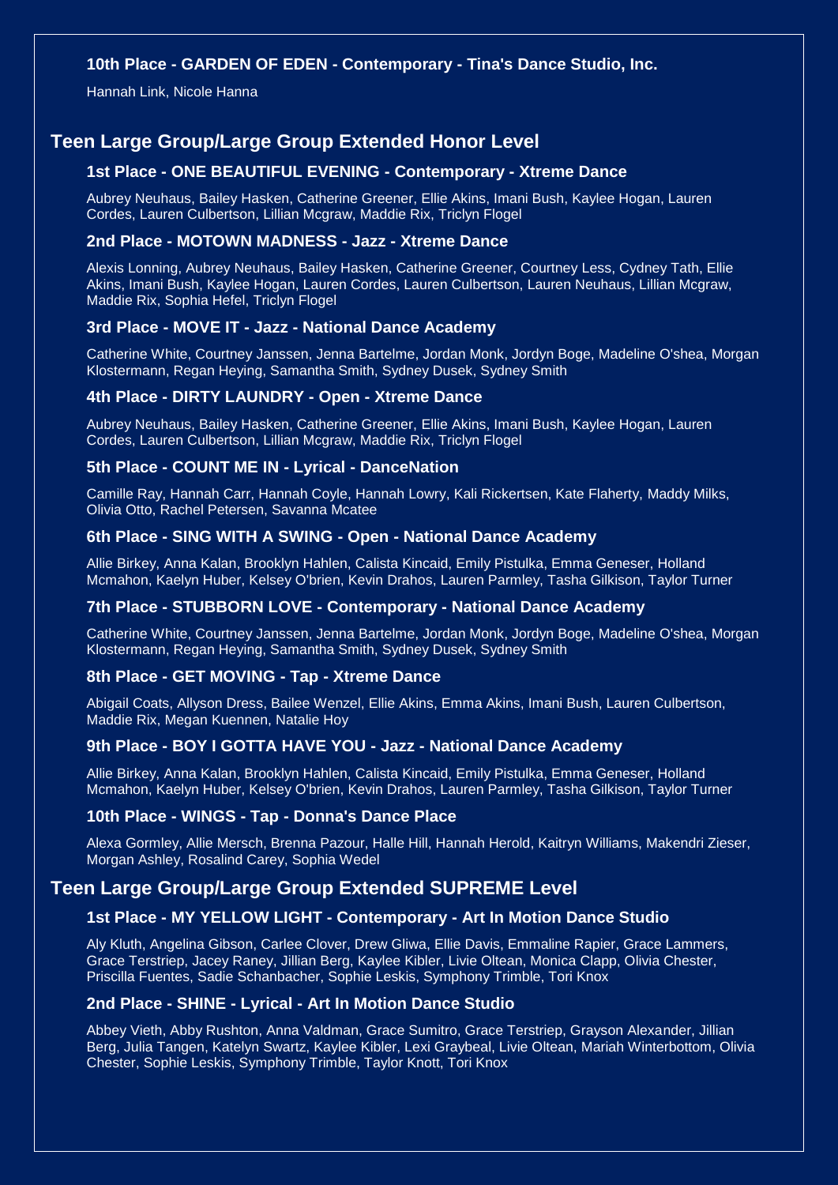### 10th Place - GARDEN OF EDEN - Contemporary - Tina's Dance Studio, Inc.

Hannah Link, Nicole Hanna

## Teen Large Group/Large Group Extended Honor Level

### 1st Place - ONE BEAUTIFUL EVENING - Contemporary - Xtreme Dance

Aubrey Neuhaus, Bailey Hasken, Catherine Greener, Ellie Akins, Imani Bush, Kaylee Hogan, Lauren Cordes, Lauren Culbertson, Lillian Mcgraw, Maddie Rix, Triclyn Flogel

### 2nd Place - MOTOWN MADNESS - Jazz - Xtreme Dance

Alexis Lonning, Aubrey Neuhaus, Bailey Hasken, Catherine Greener, Courtney Less, Cydney Tath, Ellie Akins, Imani Bush, Kaylee Hogan, Lauren Cordes, Lauren Culbertson, Lauren Neuhaus, Lillian Mcgraw, Maddie Rix, Sophia Hefel, Triclyn Flogel

### 3rd Place - MOVE IT - Jazz - National Dance Academy

Catherine White, Courtney Janssen, Jenna Bartelme, Jordan Monk, Jordyn Boge, Madeline O'shea, Morgan Klostermann, Regan Heying, Samantha Smith, Sydney Dusek, Sydney Smith

### 4th Place - DIRTY LAUNDRY - Open - Xtreme Dance

Aubrey Neuhaus, Bailey Hasken, Catherine Greener, Ellie Akins, Imani Bush, Kaylee Hogan, Lauren Cordes, Lauren Culbertson, Lillian Mcgraw, Maddie Rix, Triclyn Flogel

### 5th Place - COUNT ME IN - Lyrical - DanceNation

Camille Ray, Hannah Carr, Hannah Coyle, Hannah Lowry, Kali Rickertsen, Kate Flaherty, Maddy Milks, Olivia Otto, Rachel Petersen, Savanna Mcatee

### 6th Place - SING WITH A SWING - Open - National Dance Academy

Allie Birkey, Anna Kalan, Brooklyn Hahlen, Calista Kincaid, Emily Pistulka, Emma Geneser, Holland Mcmahon, Kaelyn Huber, Kelsey O'brien, Kevin Drahos, Lauren Parmley, Tasha Gilkison, Taylor Turner

### 7th Place - STUBBORN LOVE - Contemporary - National Dance Academy

Catherine White, Courtney Janssen, Jenna Bartelme, Jordan Monk, Jordyn Boge, Madeline O'shea, Morgan Klostermann, Regan Heying, Samantha Smith, Sydney Dusek, Sydney Smith

### 8th Place - GET MOVING - Tap - Xtreme Dance

Abigail Coats, Allyson Dress, Bailee Wenzel, Ellie Akins, Emma Akins, Imani Bush, Lauren Culbertson, Maddie Rix, Megan Kuennen, Natalie Hoy

### 9th Place - BOY I GOTTA HAVE YOU - Jazz - National Dance Academy

Allie Birkey, Anna Kalan, Brooklyn Hahlen, Calista Kincaid, Emily Pistulka, Emma Geneser, Holland Mcmahon, Kaelyn Huber, Kelsey O'brien, Kevin Drahos, Lauren Parmley, Tasha Gilkison, Taylor Turner

### 10th Place - WINGS - Tap - Donna's Dance Place

Alexa Gormley, Allie Mersch, Brenna Pazour, Halle Hill, Hannah Herold, Kaitryn Williams, Makendri Zieser, Morgan Ashley, Rosalind Carey, Sophia Wedel

## Teen Large Group/Large Group Extended SUPREME Level

### 1st Place - MY YELLOW LIGHT - Contemporary - Art In Motion Dance Studio

Aly Kluth, Angelina Gibson, Carlee Clover, Drew Gliwa, Ellie Davis, Emmaline Rapier, Grace Lammers, Grace Terstriep, Jacey Raney, Jillian Berg, Kaylee Kibler, Livie Oltean, Monica Clapp, Olivia Chester, Priscilla Fuentes, Sadie Schanbacher, Sophie Leskis, Symphony Trimble, Tori Knox

### 2nd Place - SHINE - Lyrical - Art In Motion Dance Studio

Abbey Vieth, Abby Rushton, Anna Valdman, Grace Sumitro, Grace Terstriep, Grayson Alexander, Jillian Berg, Julia Tangen, Katelyn Swartz, Kaylee Kibler, Lexi Graybeal, Livie Oltean, Mariah Winterbottom, Olivia Chester, Sophie Leskis, Symphony Trimble, Taylor Knott, Tori Knox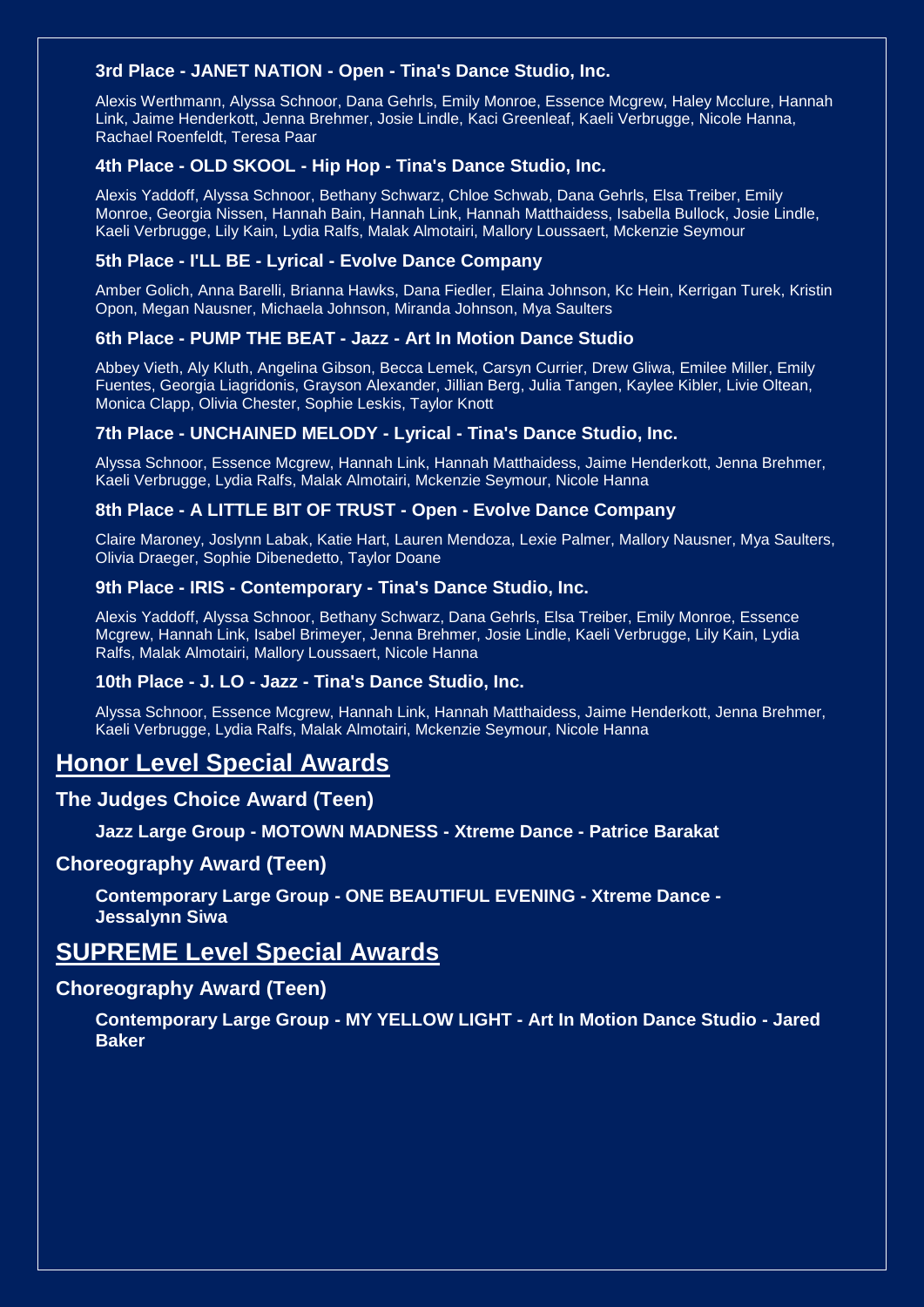**3rd Place - JANET NATION - Open - Tina's Dance Studio, Inc.**

Alexis Werthmann, Alyssa Schnoor, Dana Gehrls, Emily Monroe, Essence Mcgrew, Haley Mcclure, Hannah Link, Jaime Henderkott, Jenna Brehmer, Josie Lindle, Kaci Greenleaf, Kaeli Verbrugge, Nicole Hanna, Rachael Roenfeldt, Teresa Paar

**4th Place - OLD SKOOL - Hip Hop - Tina's Dance Studio, Inc.**

Alexis Yaddoff, Alyssa Schnoor, Bethany Schwarz, Chloe Schwab, Dana Gehrls, Elsa Treiber, Emily Monroe, Georgia Nissen, Hannah Bain, Hannah Link, Hannah Matthaidess, Isabella Bullock, Josie Lindle, Kaeli Verbrugge, Lily Kain, Lydia Ralfs, Malak Almotairi, Mallory Loussaert, Mckenzie Seymour

**5th Place - I'LL BE - Lyrical - Evolve Dance Company**

Amber Golich, Anna Barelli, Brianna Hawks, Dana Fiedler, Elaina Johnson, Kc Hein, Kerrigan Turek, Kristin Opon, Megan Nausner, Michaela Johnson, Miranda Johnson, Mya Saulters

**6th Place - PUMP THE BEAT - Jazz - Art In Motion Dance Studio**

Abbey Vieth, Aly Kluth, Angelina Gibson, Becca Lemek, Carsyn Currier, Drew Gliwa, Emilee Miller, Emily Fuentes, Georgia Liagridonis, Grayson Alexander, Jillian Berg, Julia Tangen, Kaylee Kibler, Livie Oltean, Monica Clapp, Olivia Chester, Sophie Leskis, Taylor Knott

**7th Place - UNCHAINED MELODY - Lyrical - Tina's Dance Studio, Inc.**

Alyssa Schnoor, Essence Mcgrew, Hannah Link, Hannah Matthaidess, Jaime Henderkott, Jenna Brehmer, Kaeli Verbrugge, Lydia Ralfs, Malak Almotairi, Mckenzie Seymour, Nicole Hanna

**8th Place - A LITTLE BIT OF TRUST - Open - Evolve Dance Company**

Claire Maroney, Joslynn Labak, Katie Hart, Lauren Mendoza, Lexie Palmer, Mallory Nausner, Mya Saulters, Olivia Draeger, Sophie Dibenedetto, Taylor Doane

**9th Place - IRIS - Contemporary - Tina's Dance Studio, Inc.**

Alexis Yaddoff, Alyssa Schnoor, Bethany Schwarz, Dana Gehrls, Elsa Treiber, Emily Monroe, Essence Mcgrew, Hannah Link, Isabel Brimeyer, Jenna Brehmer, Josie Lindle, Kaeli Verbrugge, Lily Kain, Lydia Ralfs, Malak Almotairi, Mallory Loussaert, Nicole Hanna

**10th Place - J. LO - Jazz - Tina's Dance Studio, Inc.**

Alyssa Schnoor, Essence Mcgrew, Hannah Link, Hannah Matthaidess, Jaime Henderkott, Jenna Brehmer, Kaeli Verbrugge, Lydia Ralfs, Malak Almotairi, Mckenzie Seymour, Nicole Hanna

## Honor Level Special Awards

### The Judges Choice Award (Teen)

**Jazz Large Group - MOTOWN MADNESS - Xtreme Dance - Patrice Barakat**

### Choreography Award (Teen)

**Contemporary Large Group - ONE BEAUTIFUL EVENING - Xtreme Dance - Jessalynn Siwa**

## SUPREME Level Special Awards

### Choreography Award (Teen)

**Contemporary Large Group - MY YELLOW LIGHT - Art In Motion Dance Studio - Jared Baker**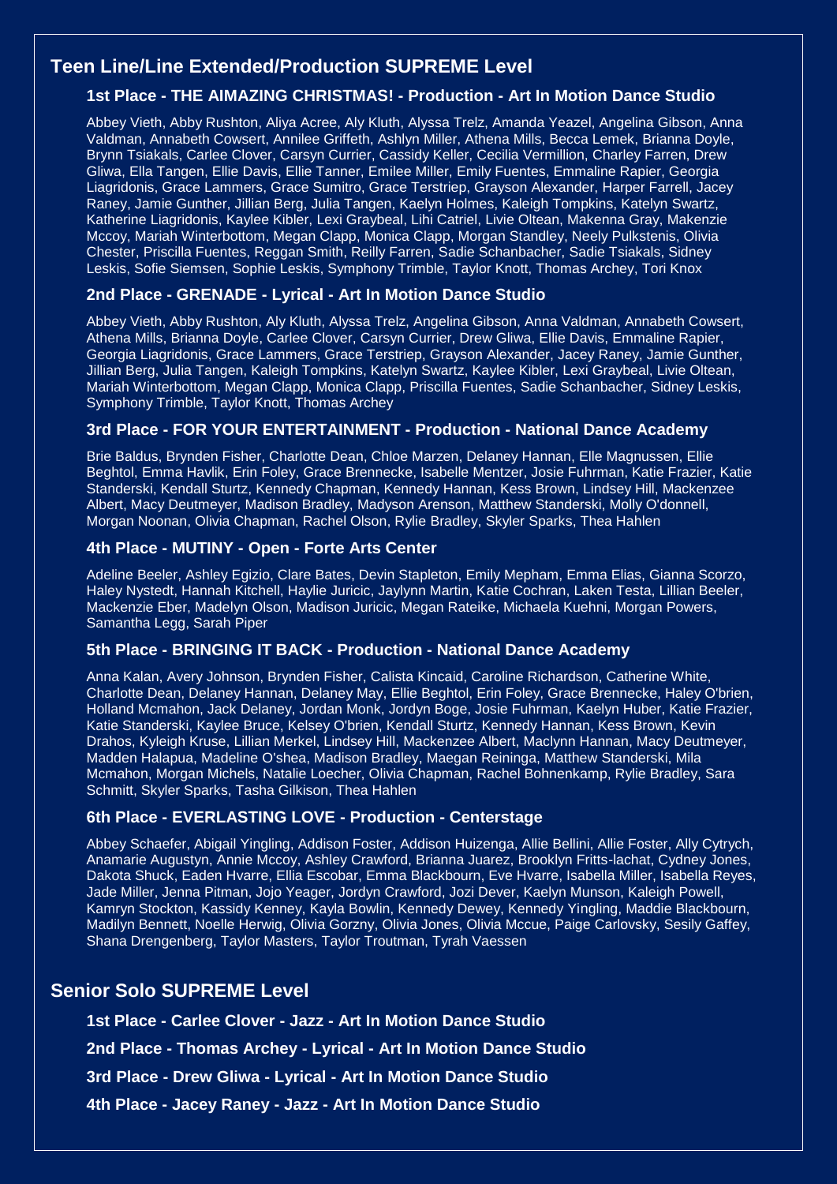## Teen Line/Line Extended/Production SUPREME Level

### 1st Place - THE AIMAZING CHRISTMAS! - Production - Art In Motion Dance Studio

Abbey Vieth, Abby Rushton, Aliya Acree, Aly Kluth, Alyssa Trelz, Amanda Yeazel, Angelina Gibson, Anna Valdman, Annabeth Cowsert, Annilee Griffeth, Ashlyn Miller, Athena Mills, Becca Lemek, Brianna Doyle, Brynn Tsiakals, Carlee Clover, Carsyn Currier, Cassidy Keller, Cecilia Vermillion, Charley Farren, Drew Gliwa, Ella Tangen, Ellie Davis, Ellie Tanner, Emilee Miller, Emily Fuentes, Emmaline Rapier, Georgia Liagridonis, Grace Lammers, Grace Sumitro, Grace Terstriep, Grayson Alexander, Harper Farrell, Jacey Raney, Jamie Gunther, Jillian Berg, Julia Tangen, Kaelyn Holmes, Kaleigh Tompkins, Katelyn Swartz, Katherine Liagridonis, Kaylee Kibler, Lexi Graybeal, Lihi Catriel, Livie Oltean, Makenna Gray, Makenzie Mccoy, Mariah Winterbottom, Megan Clapp, Monica Clapp, Morgan Standley, Neely Pulkstenis, Olivia Chester, Priscilla Fuentes, Reggan Smith, Reilly Farren, Sadie Schanbacher, Sadie Tsiakals, Sidney Leskis, Sofie Siemsen, Sophie Leskis, Symphony Trimble, Taylor Knott, Thomas Archey, Tori Knox

### 2nd Place - GRENADE - Lyrical - Art In Motion Dance Studio

Abbey Vieth, Abby Rushton, Aly Kluth, Alyssa Trelz, Angelina Gibson, Anna Valdman, Annabeth Cowsert, Athena Mills, Brianna Doyle, Carlee Clover, Carsyn Currier, Drew Gliwa, Ellie Davis, Emmaline Rapier, Georgia Liagridonis, Grace Lammers, Grace Terstriep, Grayson Alexander, Jacey Raney, Jamie Gunther, Jillian Berg, Julia Tangen, Kaleigh Tompkins, Katelyn Swartz, Kaylee Kibler, Lexi Graybeal, Livie Oltean, Mariah Winterbottom, Megan Clapp, Monica Clapp, Priscilla Fuentes, Sadie Schanbacher, Sidney Leskis, Symphony Trimble, Taylor Knott, Thomas Archey

### 3rd Place - FOR YOUR ENTERTAINMENT - Production - National Dance Academy

Brie Baldus, Brynden Fisher, Charlotte Dean, Chloe Marzen, Delaney Hannan, Elle Magnussen, Ellie Beghtol, Emma Havlik, Erin Foley, Grace Brennecke, Isabelle Mentzer, Josie Fuhrman, Katie Frazier, Katie Standerski, Kendall Sturtz, Kennedy Chapman, Kennedy Hannan, Kess Brown, Lindsey Hill, Mackenzee Albert, Macy Deutmeyer, Madison Bradley, Madyson Arenson, Matthew Standerski, Molly O'donnell, Morgan Noonan, Olivia Chapman, Rachel Olson, Rylie Bradley, Skyler Sparks, Thea Hahlen

### 4th Place - MUTINY - Open - Forte Arts Center

Adeline Beeler, Ashley Egizio, Clare Bates, Devin Stapleton, Emily Mepham, Emma Elias, Gianna Scorzo, Haley Nystedt, Hannah Kitchell, Haylie Juricic, Jaylynn Martin, Katie Cochran, Laken Testa, Lillian Beeler, Mackenzie Eber, Madelyn Olson, Madison Juricic, Megan Rateike, Michaela Kuehni, Morgan Powers, Samantha Legg, Sarah Piper

### 5th Place - BRINGING IT BACK - Production - National Dance Academy

Anna Kalan, Avery Johnson, Brynden Fisher, Calista Kincaid, Caroline Richardson, Catherine White, Charlotte Dean, Delaney Hannan, Delaney May, Ellie Beghtol, Erin Foley, Grace Brennecke, Haley O'brien, Holland Mcmahon, Jack Delaney, Jordan Monk, Jordyn Boge, Josie Fuhrman, Kaelyn Huber, Katie Frazier, Katie Standerski, Kaylee Bruce, Kelsey O'brien, Kendall Sturtz, Kennedy Hannan, Kess Brown, Kevin Drahos, Kyleigh Kruse, Lillian Merkel, Lindsey Hill, Mackenzee Albert, Maclynn Hannan, Macy Deutmeyer, Madden Halapua, Madeline O'shea, Madison Bradley, Maegan Reininga, Matthew Standerski, Mila Mcmahon, Morgan Michels, Natalie Loecher, Olivia Chapman, Rachel Bohnenkamp, Rylie Bradley, Sara Schmitt, Skyler Sparks, Tasha Gilkison, Thea Hahlen

### 6th Place - EVERLASTING LOVE - Production - Centerstage

Abbey Schaefer, Abigail Yingling, Addison Foster, Addison Huizenga, Allie Bellini, Allie Foster, Ally Cytrych, Anamarie Augustyn, Annie Mccoy, Ashley Crawford, Brianna Juarez, Brooklyn Fritts-lachat, Cydney Jones, Dakota Shuck, Eaden Hvarre, Ellia Escobar, Emma Blackbourn, Eve Hvarre, Isabella Miller, Isabella Reyes, Jade Miller, Jenna Pitman, Jojo Yeager, Jordyn Crawford, Jozi Dever, Kaelyn Munson, Kaleigh Powell, Kamryn Stockton, Kassidy Kenney, Kayla Bowlin, Kennedy Dewey, Kennedy Yingling, Maddie Blackbourn, Madilyn Bennett, Noelle Herwig, Olivia Gorzny, Olivia Jones, Olivia Mccue, Paige Carlovsky, Sesily Gaffey, Shana Drengenberg, Taylor Masters, Taylor Troutman, Tyrah Vaessen

## Senior Solo SUPREME Level

**1st Place - Carlee Clover - Jazz - Art In Motion Dance Studio**

**2nd Place - Thomas Archey - Lyrical - Art In Motion Dance Studio**

**3rd Place - Drew Gliwa - Lyrical - Art In Motion Dance Studio**

**4th Place - Jacey Raney - Jazz - Art In Motion Dance Studio**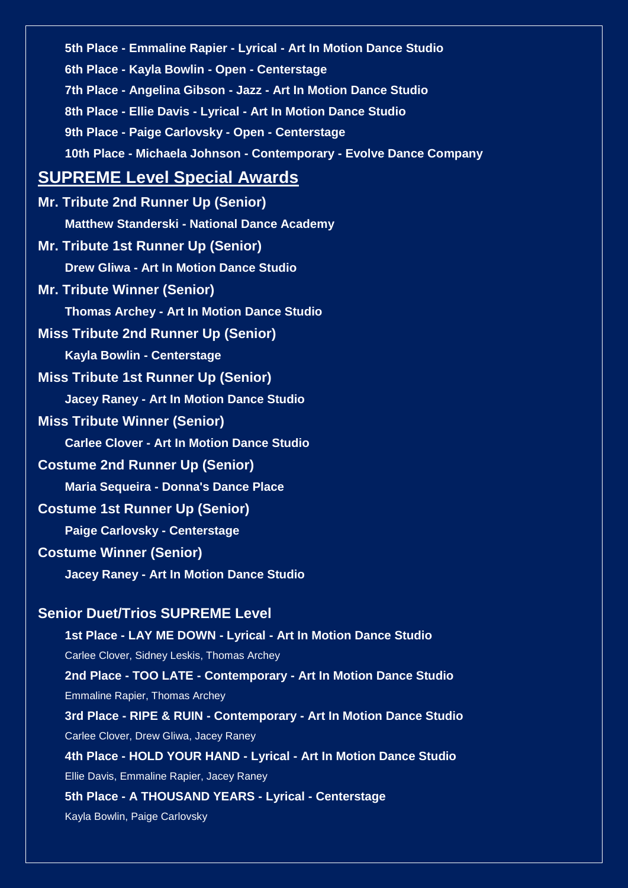**5th Place - Emmaline Rapier - Lyrical - Art In Motion Dance Studio**

**6th Place - Kayla Bowlin - Open - Centerstage**

**7th Place - Angelina Gibson - Jazz - Art In Motion Dance Studio**

**8th Place - Ellie Davis - Lyrical - Art In Motion Dance Studio**

**9th Place - Paige Carlovsky - Open - Centerstage**

**10th Place - Michaela Johnson - Contemporary - Evolve Dance Company**

## SUPREME Level Special Awards

### Mr. Tribute 2nd Runner Up (Senior)

**Matthew Standerski - National Dance Academy**

### Mr. Tribute 1st Runner Up (Senior)

**Drew Gliwa - Art In Motion Dance Studio**

### Mr. Tribute Winner (Senior)

**Thomas Archey - Art In Motion Dance Studio**

### Miss Tribute 2nd Runner Up (Senior)

**Kayla Bowlin - Centerstage**

### Miss Tribute 1st Runner Up (Senior)

**Jacey Raney - Art In Motion Dance Studio**

### Miss Tribute Winner (Senior)

**Carlee Clover - Art In Motion Dance Studio**

### Costume 2nd Runner Up (Senior)

**Maria Sequeira - Donna's Dance Place**

### Costume 1st Runner Up (Senior)

**Paige Carlovsky - Centerstage**

### Costume Winner (Senior)

**Jacey Raney - Art In Motion Dance Studio**

### Senior Duet/Trios SUPREME Level

**1st Place - LAY ME DOWN - Lyrical - Art In Motion Dance Studio**

Carlee Clover, Sidney Leskis, Thomas Archey

**2nd Place - TOO LATE - Contemporary - Art In Motion Dance Studio**

Emmaline Rapier, Thomas Archey

**3rd Place - RIPE & RUIN - Contemporary - Art In Motion Dance Studio**

Carlee Clover, Drew Gliwa, Jacey Raney

**4th Place - HOLD YOUR HAND - Lyrical - Art In Motion Dance Studio**

Ellie Davis, Emmaline Rapier, Jacey Raney

**5th Place - A THOUSAND YEARS - Lyrical - Centerstage**

Kayla Bowlin, Paige Carlovsky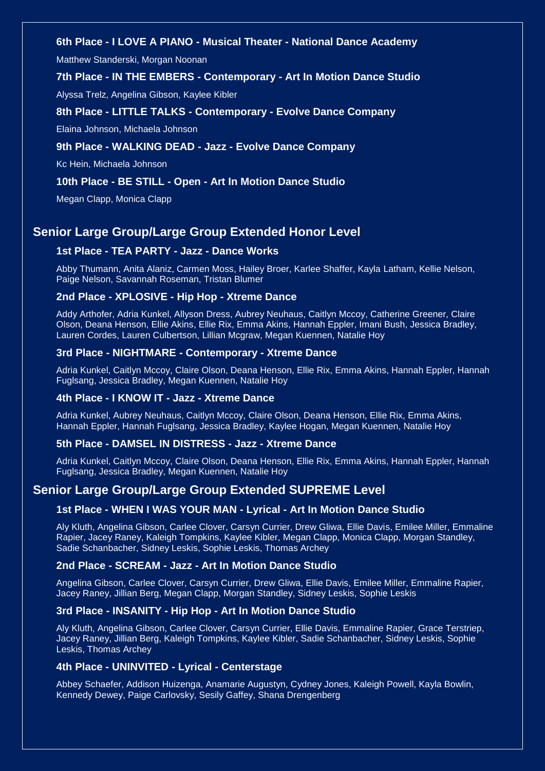### 6th Place - I LOVE A PIANO - Musical Theater - National Dance Academy

Matthew Standerski, Morgan Noonan

### 7th Place - IN THE EMBERS - Contemporary - Art In Motion Dance Studio

Alyssa Trelz, Angelina Gibson, Kaylee Kibler

### 8th Place - LITTLE TALKS - Contemporary - Evolve Dance Company

Elaina Johnson, Michaela Johnson

### 9th Place - WALKING DEAD - Jazz - Evolve Dance Company

Kc Hein, Michaela Johnson

### 10th Place - BE STILL - Open - Art In Motion Dance Studio

Megan Clapp, Monica Clapp

## Senior Large Group/Large Group Extended Honor Level

### 1st Place - TEA PARTY - Jazz - Dance Works

Abby Thumann, Anita Alaniz, Carmen Moss, Hailey Broer, Karlee Shaffer, Kayla Latham, Kellie Nelson, Paige Nelson, Savannah Roseman, Tristan Blumer

### 2nd Place - XPLOSIVE - Hip Hop - Xtreme Dance

Addy Arthofer, Adria Kunkel, Allyson Dress, Aubrey Neuhaus, Caitlyn Mccoy, Catherine Greener, Claire Olson, Deana Henson, Ellie Akins, Ellie Rix, Emma Akins, Hannah Eppler, Imani Bush, Jessica Bradley, Lauren Cordes, Lauren Culbertson, Lillian Mcgraw, Megan Kuennen, Natalie Hoy

### 3rd Place - NIGHTMARE - Contemporary - Xtreme Dance

Adria Kunkel, Caitlyn Mccoy, Claire Olson, Deana Henson, Ellie Rix, Emma Akins, Hannah Eppler, Hannah Fuglsang, Jessica Bradley, Megan Kuennen, Natalie Hoy

### 4th Place - I KNOW IT - Jazz - Xtreme Dance

Adria Kunkel, Aubrey Neuhaus, Caitlyn Mccoy, Claire Olson, Deana Henson, Ellie Rix, Emma Akins, Hannah Eppler, Hannah Fuglsang, Jessica Bradley, Kaylee Hogan, Megan Kuennen, Natalie Hoy

### 5th Place - DAMSEL IN DISTRESS - Jazz - Xtreme Dance

Adria Kunkel, Caitlyn Mccoy, Claire Olson, Deana Henson, Ellie Rix, Emma Akins, Hannah Eppler, Hannah Fuglsang, Jessica Bradley, Megan Kuennen, Natalie Hoy

## Senior Large Group/Large Group Extended SUPREME Level

### 1st Place - WHEN I WAS YOUR MAN - Lyrical - Art In Motion Dance Studio

Aly Kluth, Angelina Gibson, Carlee Clover, Carsyn Currier, Drew Gliwa, Ellie Davis, Emilee Miller, Emmaline Rapier, Jacey Raney, Kaleigh Tompkins, Kaylee Kibler, Megan Clapp, Monica Clapp, Morgan Standley, Sadie Schanbacher, Sidney Leskis, Sophie Leskis, Thomas Archey

### 2nd Place - SCREAM - Jazz - Art In Motion Dance Studio

Angelina Gibson, Carlee Clover, Carsyn Currier, Drew Gliwa, Ellie Davis, Emilee Miller, Emmaline Rapier, Jacey Raney, Jillian Berg, Megan Clapp, Morgan Standley, Sidney Leskis, Sophie Leskis

### 3rd Place - INSANITY - Hip Hop - Art In Motion Dance Studio

Aly Kluth, Angelina Gibson, Carlee Clover, Carsyn Currier, Ellie Davis, Emmaline Rapier, Grace Terstriep, Jacey Raney, Jillian Berg, Kaleigh Tompkins, Kaylee Kibler, Sadie Schanbacher, Sidney Leskis, Sophie Leskis, Thomas Archey

### 4th Place - UNINVITED - Lyrical - Centerstage

Abbey Schaefer, Addison Huizenga, Anamarie Augustyn, Cydney Jones, Kaleigh Powell, Kayla Bowlin, Kennedy Dewey, Paige Carlovsky, Sesily Gaffey, Shana Drengenberg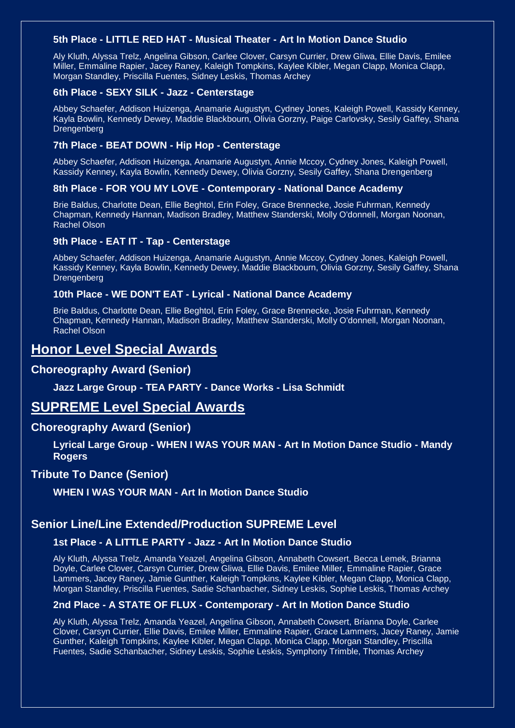### 5th Place - LITTLE RED HAT - Musical Theater - Art In Motion Dance Studio

Aly Kluth, Alyssa Trelz, Angelina Gibson, Carlee Clover, Carsyn Currier, Drew Gliwa, Ellie Davis, Emilee Miller, Emmaline Rapier, Jacey Raney, Kaleigh Tompkins, Kaylee Kibler, Megan Clapp, Monica Clapp, Morgan Standley, Priscilla Fuentes, Sidney Leskis, Thomas Archey

### 6th Place - SEXY SILK - Jazz - Centerstage

Abbey Schaefer, Addison Huizenga, Anamarie Augustyn, Cydney Jones, Kaleigh Powell, Kassidy Kenney, Kayla Bowlin, Kennedy Dewey, Maddie Blackbourn, Olivia Gorzny, Paige Carlovsky, Sesily Gaffey, Shana Drengenberg

### 7th Place - BEAT DOWN - Hip Hop - Centerstage

Abbey Schaefer, Addison Huizenga, Anamarie Augustyn, Annie Mccoy, Cydney Jones, Kaleigh Powell, Kassidy Kenney, Kayla Bowlin, Kennedy Dewey, Olivia Gorzny, Sesily Gaffey, Shana Drengenberg

### 8th Place - FOR YOU MY LOVE - Contemporary - National Dance Academy

Brie Baldus, Charlotte Dean, Ellie Beghtol, Erin Foley, Grace Brennecke, Josie Fuhrman, Kennedy Chapman, Kennedy Hannan, Madison Bradley, Matthew Standerski, Molly O'donnell, Morgan Noonan, Rachel Olson

### 9th Place - EAT IT - Tap - Centerstage

Abbey Schaefer, Addison Huizenga, Anamarie Augustyn, Annie Mccoy, Cydney Jones, Kaleigh Powell, Kassidy Kenney, Kayla Bowlin, Kennedy Dewey, Maddie Blackbourn, Olivia Gorzny, Sesily Gaffey, Shana Drengenberg

### 10th Place - WE DON'T EAT - Lyrical - National Dance Academy

Brie Baldus, Charlotte Dean, Ellie Beghtol, Erin Foley, Grace Brennecke, Josie Fuhrman, Kennedy Chapman, Kennedy Hannan, Madison Bradley, Matthew Standerski, Molly O'donnell, Morgan Noonan, Rachel Olson

# Honor Level Special Awards

## Choreography Award (Senior)

**Jazz Large Group - TEA PARTY - Dance Works - Lisa Schmidt**

# SUPREME Level Special Awards

## Choreography Award (Senior)

**Lyrical Large Group - WHEN I WAS YOUR MAN - Art In Motion Dance Studio - Mandy Rogers**

## Tribute To Dance (Senior)

**WHEN I WAS YOUR MAN - Art In Motion Dance Studio**

## Senior Line/Line Extended/Production SUPREME Level

### 1st Place - A LITTLE PARTY - Jazz - Art In Motion Dance Studio

Aly Kluth, Alyssa Trelz, Amanda Yeazel, Angelina Gibson, Annabeth Cowsert, Becca Lemek, Brianna Doyle, Carlee Clover, Carsyn Currier, Drew Gliwa, Ellie Davis, Emilee Miller, Emmaline Rapier, Grace Lammers, Jacey Raney, Jamie Gunther, Kaleigh Tompkins, Kaylee Kibler, Megan Clapp, Monica Clapp, Morgan Standley, Priscilla Fuentes, Sadie Schanbacher, Sidney Leskis, Sophie Leskis, Thomas Archey

### 2nd Place - A STATE OF FLUX - Contemporary - Art In Motion Dance Studio

Aly Kluth, Alyssa Trelz, Amanda Yeazel, Angelina Gibson, Annabeth Cowsert, Brianna Doyle, Carlee Clover, Carsyn Currier, Ellie Davis, Emilee Miller, Emmaline Rapier, Grace Lammers, Jacey Raney, Jamie Gunther, Kaleigh Tompkins, Kaylee Kibler, Megan Clapp, Monica Clapp, Morgan Standley, Priscilla Fuentes, Sadie Schanbacher, Sidney Leskis, Sophie Leskis, Symphony Trimble, Thomas Archey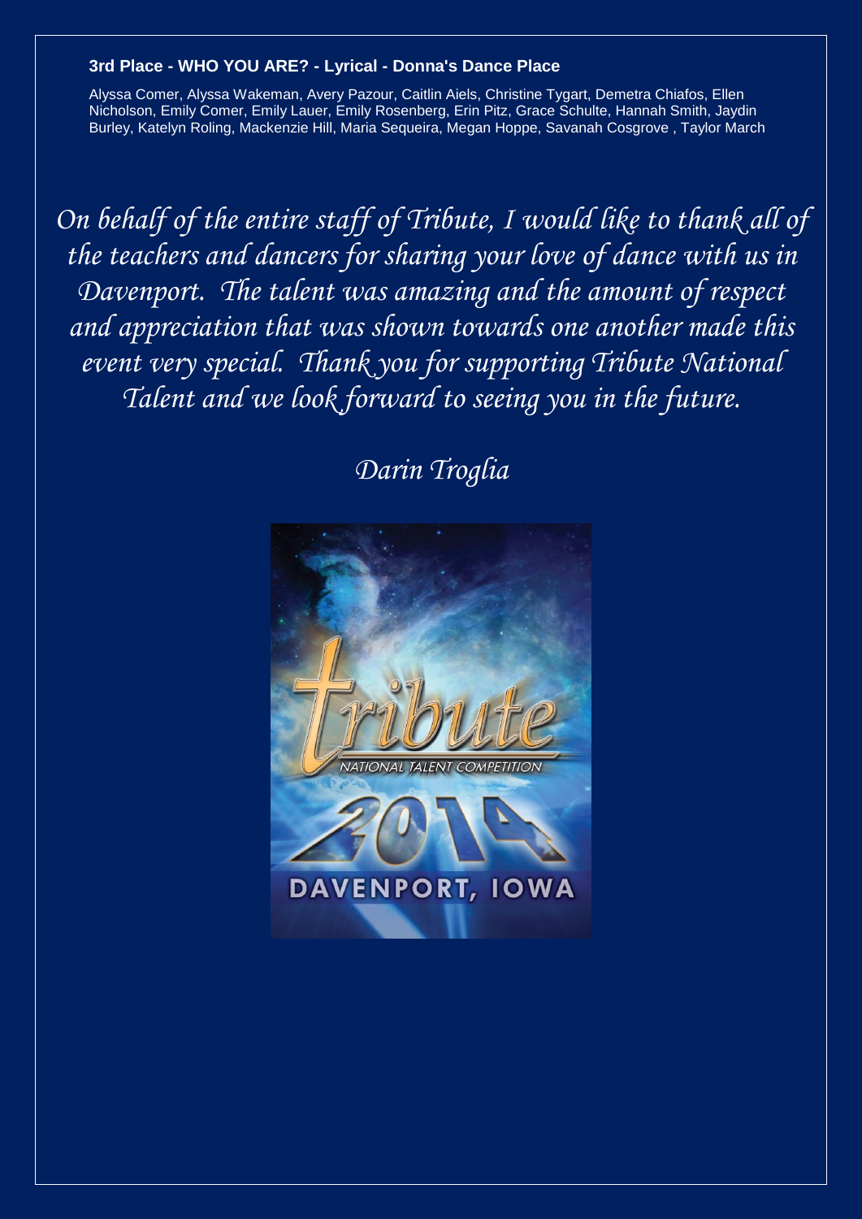**3rd Place - WHO YOU ARE? - Lyrical - Donna's Dance Place**

Alyssa Comer, Alyssa Wakeman, Avery Pazour, Caitlin Aiels, Christine Tygart, Demetra Chiafos, Ellen Nicholson, Emily Comer, Emily Lauer, Emily Rosenberg, Erin Pitz, Grace Schulte, Hannah Smith, Jaydin Burley, Katelyn Roling, Mackenzie Hill, Maria Sequeira, Megan Hoppe, Savanah Cosgrove , Taylor March

*On behalf of the entire staff of Tribute, I would like to thank all of the teachers and dancers for sharing your love of dance with us in Davenport. The talent was amazing and the amount of respect and appreciation that was shown towards one another made this event very special. Thank you for supporting Tribute National Talent and we look forward to seeing you in the future.*

*Darin Troglia*

tribute

NATIONAL TALENT COMPETITION

2014

DAVENPORT, IOWA